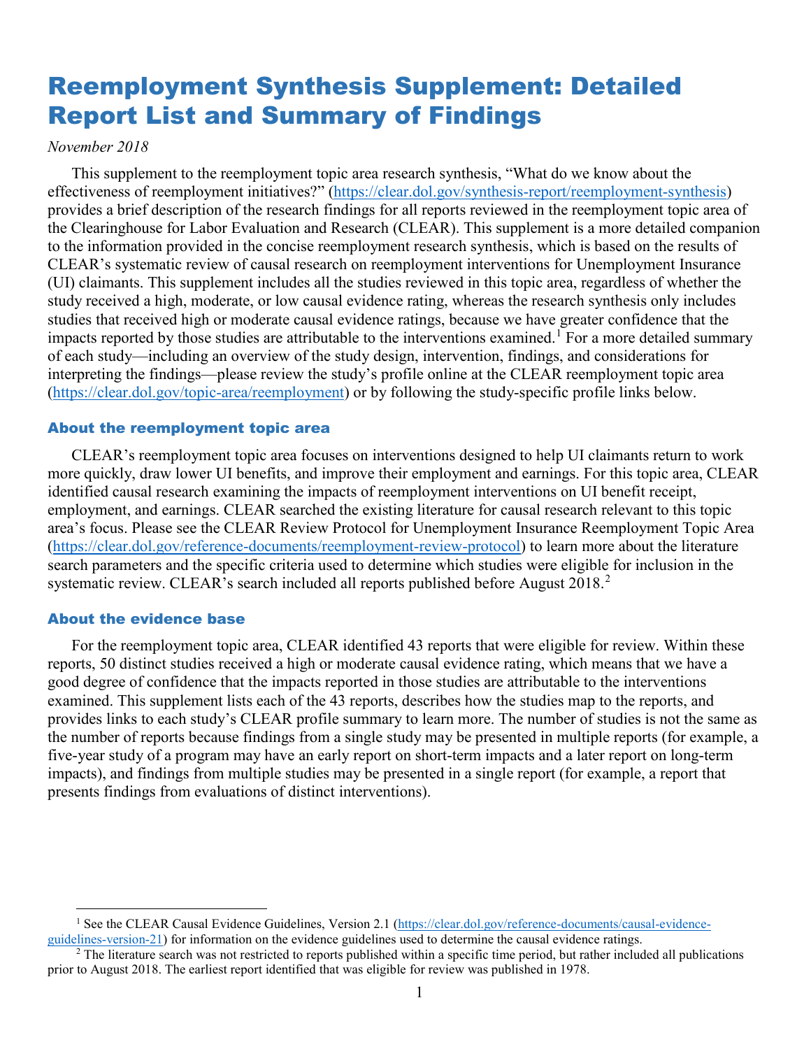# Reemployment Synthesis Supplement: Detailed Report List and Summary of Findings

*November 2018*

This supplement to the reemployment topic area research synthesis, "What do we know about the effectiveness of reemployment initiatives?" (https://clear.dol.gov/synthesis-report/reemployment-synthesis) provides a brief description of the research findings for all reports reviewed in the reemployment topic area of the Clearinghouse for Labor Evaluation and Research (CLEAR). This supplement is a more detailed companion to the information provided in the concise reemployment research synthesis, which is based on the results of CLEAR's systematic review of causal research on reemployment interventions for Unemployment Insurance (UI) claimants. This supplement includes all the studies reviewed in this topic area, regardless of whether the study received a high, moderate, or low causal evidence rating, whereas the research synthesis only includes studies that received high or moderate causal evidence ratings, because we have greater confidence that the impacts reported by those studies are attributable to the interventions examined.[1] For a more detailed summary of each study—including an overview of the study design, intervention, findings, and considerations for interpreting the findings—please review the study's profile online at the CLEAR reemployment topic area (https://clear.dol.gov/topic-area/reemployment) or by following the study-specific profile links below.

## About the reemployment topic area

CLEAR's reemployment topic area focuses on interventions designed to help UI claimants return to work more quickly, draw lower UI benefits, and improve their employment and earnings. For this topic area, CLEAR identified causal research examining the impacts of reemployment interventions on UI benefit receipt, employment, and earnings. CLEAR searched the existing literature for causal research relevant to this topic area's focus. Please see the CLEAR Review Protocol for Unemployment Insurance Reemployment Topic Area (https://clear.dol.gov/reference-documents/reemployment-review-protocol) to learn more about the literature search parameters and the specific criteria used to determine which studies were eligible for inclusion in the systematic review. CLEAR's search included all reports published before August 2018.[2]

## About the evidence base

For the reemployment topic area, CLEAR identified 43 reports that were eligible for review. Within these reports, 50 distinct studies received a high or moderate causal evidence rating, which means that we have a good degree of confidence that the impacts reported in those studies are attributable to the interventions examined. This supplement lists each of the 43 reports, describes how the studies map to the reports, and provides links to each study's CLEAR profile summary to learn more. The number of studies is not the same as the number of reports because findings from a single study may be presented in multiple reports (for example, a five-year study of a program may have an early report on short-term impacts and a later report on long-term impacts), and findings from multiple studies may be presented in a single report (for example, a report that presents findings from evaluations of distinct interventions).

---

[1] See the CLEAR Causal Evidence Guidelines, Version 2.1 (https://clear.dol.gov/reference-documents/causal-evidence-guidelines-version-21) for information on the evidence guidelines used to determine the causal evidence ratings.

[2] The literature search was not restricted to reports published within a specific time period, but rather included all publications prior to August 2018. The earliest report identified that was eligible for review was published in 1978.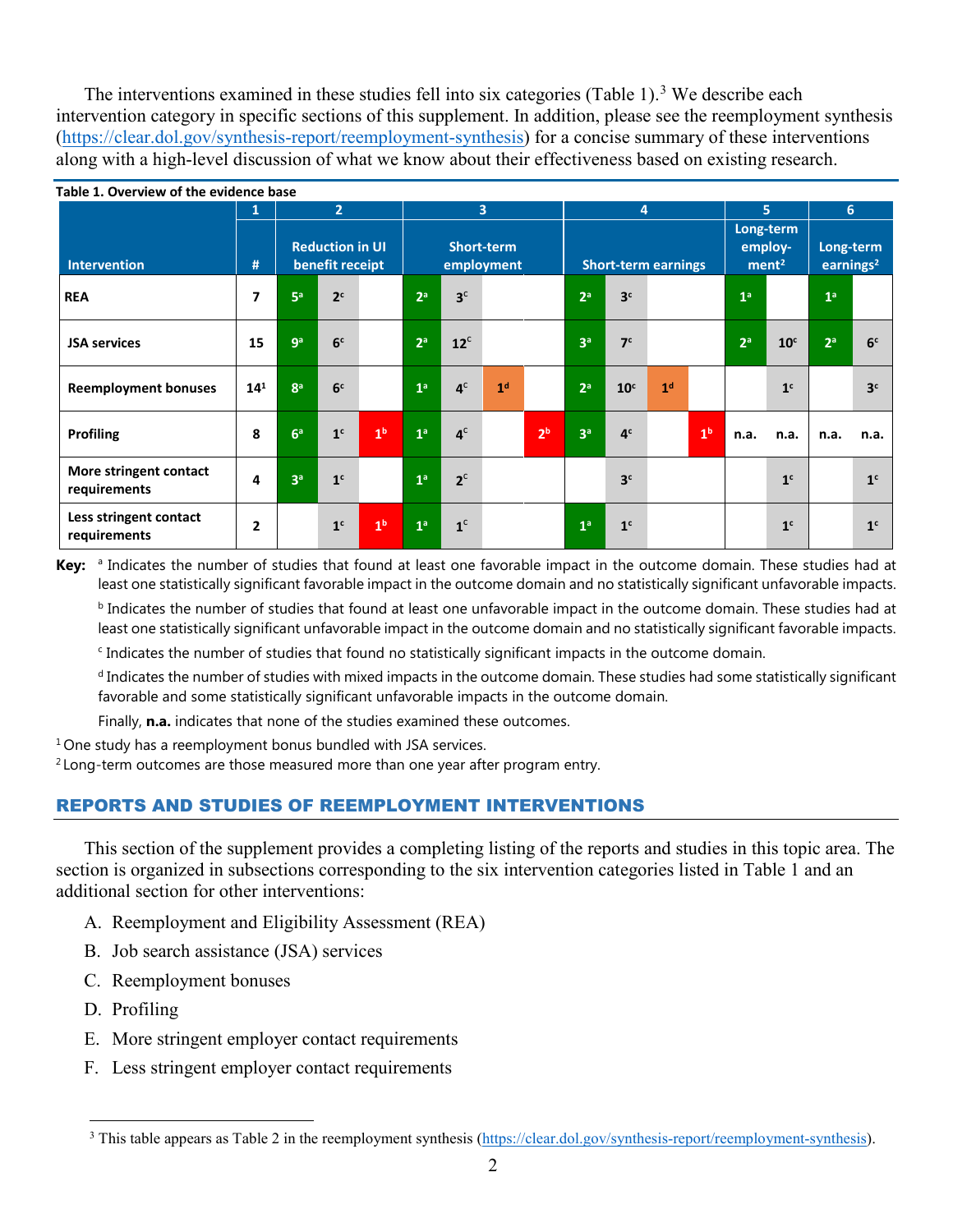The interventions examined in these studies fell into six categories (Table 1).[3] We describe each intervention category in specific sections of this supplement. In addition, please see the reemployment synthesis (https://clear.dol.gov/synthesis-report/reemployment-synthesis) for a concise summary of these interventions along with a high-level discussion of what we know about their effectiveness based on existing research.

**Table 1. Overview of the evidence base**

| Intervention | 1 | 2 | | | 3 | | | | 4 | | | | 5 | | 6 | |
|---|---|---|---|---|---|---|---|---|---|---|---|---|---|---|---|---|
| | # | Reduction in UI benefit receipt | | | Short-term employment | | | | Short-term earnings | | | | Long-term employment[2] | | Long-term earnings[2] | |
| **REA** | 7 | 5[a] | 2[c] | | 2[a] | 3[c] | | | 2[a] | 3[c] | | | 1[a] | | 1[a] | |
| **JSA services** | 15 | 9[a] | 6[c] | | 2[a] | 12[c] | | | 3[a] | 7[c] | | | 2[a] | 10[c] | 2[a] | 6[c] |
| **Reemployment bonuses** | 14[1] | 8[a] | 6[c] | | 1[a] | 4[c] | 1[d] | | 2[a] | 10[c] | 1[d] | | | 1[c] | | 3[c] |
| **Profiling** | 8 | 6[a] | 1[c] | 1[b] | 1[a] | 4[c] | | 2[b] | 3[a] | 4[c] | | 1[b] | n.a. | n.a. | n.a. | n.a. |
| **More stringent contact requirements** | 4 | 3[a] | 1[c] | | 1[a] | 2[c] | | | | 3[c] | | | | 1[c] | | 1[c] |
| **Less stringent contact requirements** | 2 | | 1[c] | 1[b] | 1[a] | 1[c] | | | 1[a] | 1[c] | | | | 1[c] | | 1[c] |

**Key:** [a] Indicates the number of studies that found at least one favorable impact in the outcome domain. These studies had at least one statistically significant favorable impact in the outcome domain and no statistically significant unfavorable impacts.

[b] Indicates the number of studies that found at least one unfavorable impact in the outcome domain. These studies had at least one statistically significant unfavorable impact in the outcome domain and no statistically significant favorable impacts.

[c] Indicates the number of studies that found no statistically significant impacts in the outcome domain.

[d] Indicates the number of studies with mixed impacts in the outcome domain. These studies had some statistically significant favorable and some statistically significant unfavorable impacts in the outcome domain.

Finally, **n.a.** indicates that none of the studies examined these outcomes.

[1] One study has a reemployment bonus bundled with JSA services.

[2] Long-term outcomes are those measured more than one year after program entry.

## REPORTS AND STUDIES OF REEMPLOYMENT INTERVENTIONS

This section of the supplement provides a completing listing of the reports and studies in this topic area. The section is organized in subsections corresponding to the six intervention categories listed in Table 1 and an additional section for other interventions:

A. Reemployment and Eligibility Assessment (REA)
B. Job search assistance (JSA) services
C. Reemployment bonuses
D. Profiling
E. More stringent employer contact requirements
F. Less stringent employer contact requirements

[3] This table appears as Table 2 in the reemployment synthesis (https://clear.dol.gov/synthesis-report/reemployment-synthesis).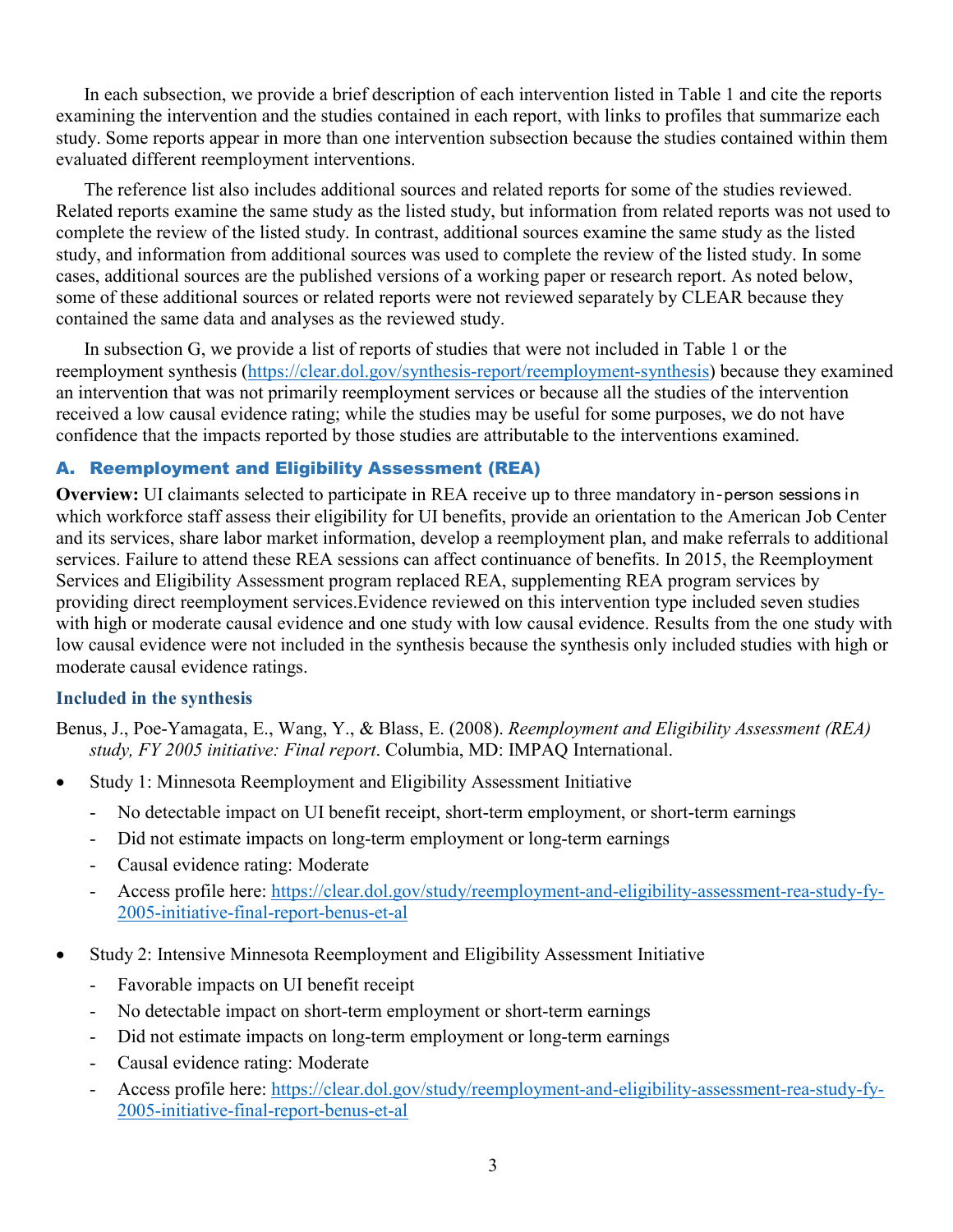In each subsection, we provide a brief description of each intervention listed in Table 1 and cite the reports examining the intervention and the studies contained in each report, with links to profiles that summarize each study. Some reports appear in more than one intervention subsection because the studies contained within them evaluated different reemployment interventions.

The reference list also includes additional sources and related reports for some of the studies reviewed. Related reports examine the same study as the listed study, but information from related reports was not used to complete the review of the listed study. In contrast, additional sources examine the same study as the listed study, and information from additional sources was used to complete the review of the listed study. In some cases, additional sources are the published versions of a working paper or research report. As noted below, some of these additional sources or related reports were not reviewed separately by CLEAR because they contained the same data and analyses as the reviewed study.

In subsection G, we provide a list of reports of studies that were not included in Table 1 or the reemployment synthesis (https://clear.dol.gov/synthesis-report/reemployment-synthesis) because they examined an intervention that was not primarily reemployment services or because all the studies of the intervention received a low causal evidence rating; while the studies may be useful for some purposes, we do not have confidence that the impacts reported by those studies are attributable to the interventions examined.

## A. Reemployment and Eligibility Assessment (REA)

**Overview:** UI claimants selected to participate in REA receive up to three mandatory in-person sessions in which workforce staff assess their eligibility for UI benefits, provide an orientation to the American Job Center and its services, share labor market information, develop a reemployment plan, and make referrals to additional services. Failure to attend these REA sessions can affect continuance of benefits. In 2015, the Reemployment Services and Eligibility Assessment program replaced REA, supplementing REA program services by providing direct reemployment services.Evidence reviewed on this intervention type included seven studies with high or moderate causal evidence and one study with low causal evidence. Results from the one study with low causal evidence were not included in the synthesis because the synthesis only included studies with high or moderate causal evidence ratings.

### Included in the synthesis

Benus, J., Poe-Yamagata, E., Wang, Y., & Blass, E. (2008). *Reemployment and Eligibility Assessment (REA) study, FY 2005 initiative: Final report*. Columbia, MD: IMPAQ International.

- Study 1: Minnesota Reemployment and Eligibility Assessment Initiative
  - No detectable impact on UI benefit receipt, short-term employment, or short-term earnings
  - Did not estimate impacts on long-term employment or long-term earnings
  - Causal evidence rating: Moderate
  - Access profile here: https://clear.dol.gov/study/reemployment-and-eligibility-assessment-rea-study-fy-2005-initiative-final-report-benus-et-al

- Study 2: Intensive Minnesota Reemployment and Eligibility Assessment Initiative
  - Favorable impacts on UI benefit receipt
  - No detectable impact on short-term employment or short-term earnings
  - Did not estimate impacts on long-term employment or long-term earnings
  - Causal evidence rating: Moderate
  - Access profile here: https://clear.dol.gov/study/reemployment-and-eligibility-assessment-rea-study-fy-2005-initiative-final-report-benus-et-al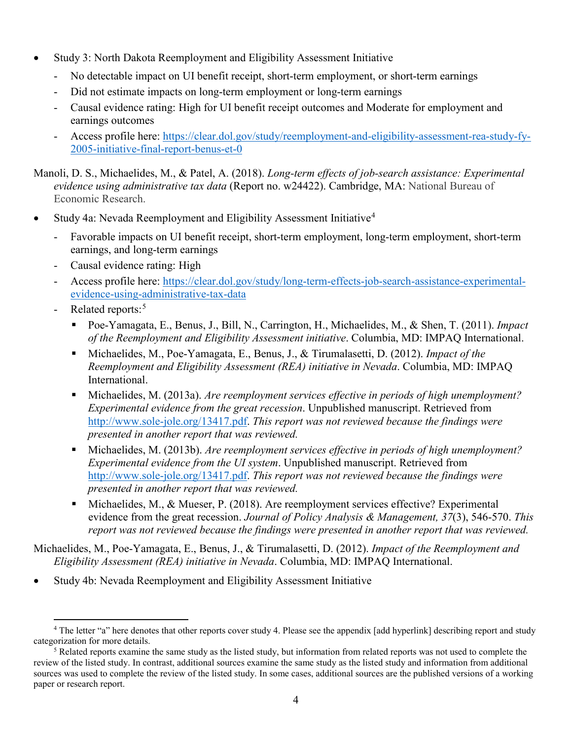- Study 3: North Dakota Reemployment and Eligibility Assessment Initiative
  - No detectable impact on UI benefit receipt, short-term employment, or short-term earnings
  - Did not estimate impacts on long-term employment or long-term earnings
  - Causal evidence rating: High for UI benefit receipt outcomes and Moderate for employment and earnings outcomes
  - Access profile here: [https://clear.dol.gov/study/reemployment-and-eligibility-assessment-rea-study-fy-2005-initiative-final-report-benus-et-0](https://clear.dol.gov/study/reemployment-and-eligibility-assessment-rea-study-fy-2005-initiative-final-report-benus-et-0)

Manoli, D. S., Michaelides, M., & Patel, A. (2018). *Long-term effects of job-search assistance: Experimental evidence using administrative tax data* (Report no. w24422). Cambridge, MA: National Bureau of Economic Research.

- Study 4a: Nevada Reemployment and Eligibility Assessment Initiative[4]
  - Favorable impacts on UI benefit receipt, short-term employment, long-term employment, short-term earnings, and long-term earnings
  - Causal evidence rating: High
  - Access profile here: [https://clear.dol.gov/study/long-term-effects-job-search-assistance-experimental-evidence-using-administrative-tax-data](https://clear.dol.gov/study/long-term-effects-job-search-assistance-experimental-evidence-using-administrative-tax-data)
  - Related reports:[5]
    - Poe-Yamagata, E., Benus, J., Bill, N., Carrington, H., Michaelides, M., & Shen, T. (2011). *Impact of the Reemployment and Eligibility Assessment initiative*. Columbia, MD: IMPAQ International.
    - Michaelides, M., Poe-Yamagata, E., Benus, J., & Tirumalasetti, D. (2012). *Impact of the Reemployment and Eligibility Assessment (REA) initiative in Nevada*. Columbia, MD: IMPAQ International.
    - Michaelides, M. (2013a). *Are reemployment services effective in periods of high unemployment? Experimental evidence from the great recession*. Unpublished manuscript. Retrieved from [http://www.sole-jole.org/13417.pdf](http://www.sole-jole.org/13417.pdf). *This report was not reviewed because the findings were presented in another report that was reviewed.*
    - Michaelides, M. (2013b). *Are reemployment services effective in periods of high unemployment? Experimental evidence from the UI system*. Unpublished manuscript. Retrieved from [http://www.sole-jole.org/13417.pdf](http://www.sole-jole.org/13417.pdf). *This report was not reviewed because the findings were presented in another report that was reviewed.*
    - Michaelides, M., & Mueser, P. (2018). Are reemployment services effective? Experimental evidence from the great recession. *Journal of Policy Analysis & Management, 37*(3), 546-570. *This report was not reviewed because the findings were presented in another report that was reviewed.*

Michaelides, M., Poe-Yamagata, E., Benus, J., & Tirumalasetti, D. (2012). *Impact of the Reemployment and Eligibility Assessment (REA) initiative in Nevada*. Columbia, MD: IMPAQ International.

- Study 4b: Nevada Reemployment and Eligibility Assessment Initiative

---

[4] The letter "a" here denotes that other reports cover study 4. Please see the appendix [add hyperlink] describing report and study categorization for more details.

[5] Related reports examine the same study as the listed study, but information from related reports was not used to complete the review of the listed study. In contrast, additional sources examine the same study as the listed study and information from additional sources was used to complete the review of the listed study. In some cases, additional sources are the published versions of a working paper or research report.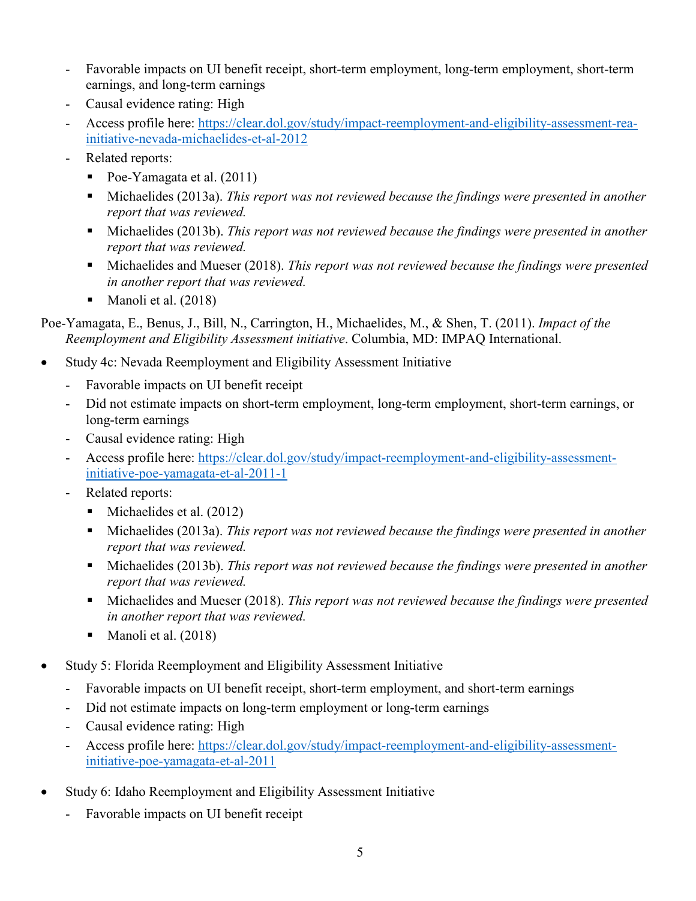- Favorable impacts on UI benefit receipt, short-term employment, long-term employment, short-term earnings, and long-term earnings
  - Causal evidence rating: High
  - Access profile here: [https://clear.dol.gov/study/impact-reemployment-and-eligibility-assessment-rea-initiative-nevada-michaelides-et-al-2012](https://clear.dol.gov/study/impact-reemployment-and-eligibility-assessment-rea-initiative-nevada-michaelides-et-al-2012)
  - Related reports:
    - Poe-Yamagata et al. (2011)
    - Michaelides (2013a). *This report was not reviewed because the findings were presented in another report that was reviewed.*
    - Michaelides (2013b). *This report was not reviewed because the findings were presented in another report that was reviewed.*
    - Michaelides and Mueser (2018). *This report was not reviewed because the findings were presented in another report that was reviewed.*
    - Manoli et al. (2018)

Poe-Yamagata, E., Benus, J., Bill, N., Carrington, H., Michaelides, M., & Shen, T. (2011). *Impact of the Reemployment and Eligibility Assessment initiative*. Columbia, MD: IMPAQ International.

- Study 4c: Nevada Reemployment and Eligibility Assessment Initiative
  - Favorable impacts on UI benefit receipt
  - Did not estimate impacts on short-term employment, long-term employment, short-term earnings, or long-term earnings
  - Causal evidence rating: High
  - Access profile here: [https://clear.dol.gov/study/impact-reemployment-and-eligibility-assessment-initiative-poe-yamagata-et-al-2011-1](https://clear.dol.gov/study/impact-reemployment-and-eligibility-assessment-initiative-poe-yamagata-et-al-2011-1)
  - Related reports:
    - Michaelides et al. (2012)
    - Michaelides (2013a). *This report was not reviewed because the findings were presented in another report that was reviewed.*
    - Michaelides (2013b). *This report was not reviewed because the findings were presented in another report that was reviewed.*
    - Michaelides and Mueser (2018). *This report was not reviewed because the findings were presented in another report that was reviewed.*
    - Manoli et al. (2018)

- Study 5: Florida Reemployment and Eligibility Assessment Initiative
  - Favorable impacts on UI benefit receipt, short-term employment, and short-term earnings
  - Did not estimate impacts on long-term employment or long-term earnings
  - Causal evidence rating: High
  - Access profile here: [https://clear.dol.gov/study/impact-reemployment-and-eligibility-assessment-initiative-poe-yamagata-et-al-2011](https://clear.dol.gov/study/impact-reemployment-and-eligibility-assessment-initiative-poe-yamagata-et-al-2011)

- Study 6: Idaho Reemployment and Eligibility Assessment Initiative
  - Favorable impacts on UI benefit receipt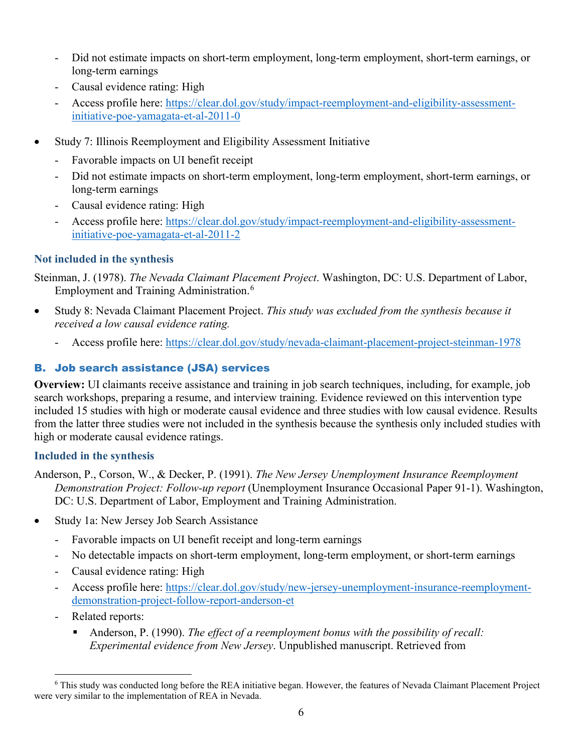- Did not estimate impacts on short-term employment, long-term employment, short-term earnings, or long-term earnings
- Causal evidence rating: High
- Access profile here: https://clear.dol.gov/study/impact-reemployment-and-eligibility-assessment-initiative-poe-yamagata-et-al-2011-0

- Study 7: Illinois Reemployment and Eligibility Assessment Initiative
  - Favorable impacts on UI benefit receipt
  - Did not estimate impacts on short-term employment, long-term employment, short-term earnings, or long-term earnings
  - Causal evidence rating: High
  - Access profile here: https://clear.dol.gov/study/impact-reemployment-and-eligibility-assessment-initiative-poe-yamagata-et-al-2011-2

### Not included in the synthesis

Steinman, J. (1978). *The Nevada Claimant Placement Project*. Washington, DC: U.S. Department of Labor, Employment and Training Administration.[6]

- Study 8: Nevada Claimant Placement Project. *This study was excluded from the synthesis because it received a low causal evidence rating.*
  - Access profile here: https://clear.dol.gov/study/nevada-claimant-placement-project-steinman-1978

## B. Job search assistance (JSA) services

**Overview:** UI claimants receive assistance and training in job search techniques, including, for example, job search workshops, preparing a resume, and interview training. Evidence reviewed on this intervention type included 15 studies with high or moderate causal evidence and three studies with low causal evidence. Results from the latter three studies were not included in the synthesis because the synthesis only included studies with high or moderate causal evidence ratings.

### Included in the synthesis

Anderson, P., Corson, W., & Decker, P. (1991). *The New Jersey Unemployment Insurance Reemployment Demonstration Project: Follow-up report* (Unemployment Insurance Occasional Paper 91-1). Washington, DC: U.S. Department of Labor, Employment and Training Administration.

- Study 1a: New Jersey Job Search Assistance
  - Favorable impacts on UI benefit receipt and long-term earnings
  - No detectable impacts on short-term employment, long-term employment, or short-term earnings
  - Causal evidence rating: High
  - Access profile here: https://clear.dol.gov/study/new-jersey-unemployment-insurance-reemployment-demonstration-project-follow-report-anderson-et
  - Related reports:
    - Anderson, P. (1990). *The effect of a reemployment bonus with the possibility of recall: Experimental evidence from New Jersey*. Unpublished manuscript. Retrieved from

[6] This study was conducted long before the REA initiative began. However, the features of Nevada Claimant Placement Project were very similar to the implementation of REA in Nevada.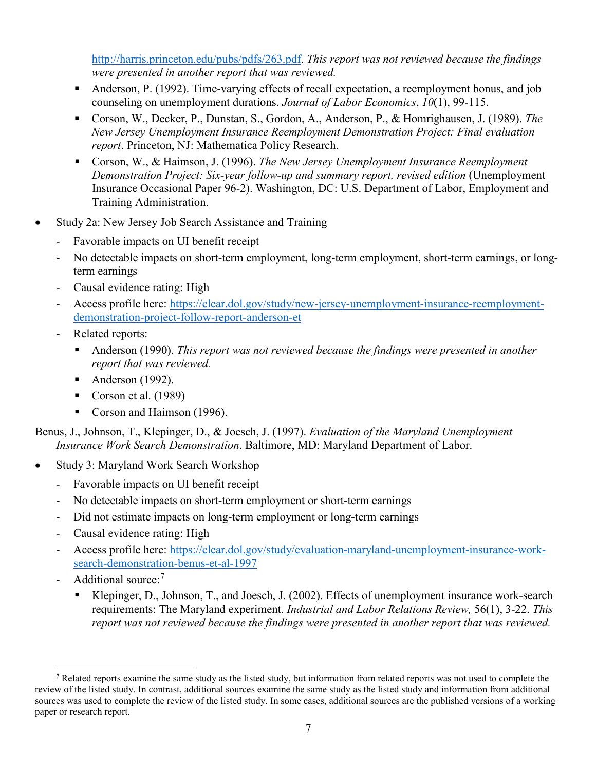http://harris.princeton.edu/pubs/pdfs/263.pdf. *This report was not reviewed because the findings were presented in another report that was reviewed.*
    - Anderson, P. (1992). Time-varying effects of recall expectation, a reemployment bonus, and job counseling on unemployment durations. *Journal of Labor Economics*, *10*(1), 99-115.
    - Corson, W., Decker, P., Dunstan, S., Gordon, A., Anderson, P., & Homrighausen, J. (1989). *The New Jersey Unemployment Insurance Reemployment Demonstration Project: Final evaluation report*. Princeton, NJ: Mathematica Policy Research.
    - Corson, W., & Haimson, J. (1996). *The New Jersey Unemployment Insurance Reemployment Demonstration Project: Six-year follow-up and summary report, revised edition* (Unemployment Insurance Occasional Paper 96-2). Washington, DC: U.S. Department of Labor, Employment and Training Administration.

- Study 2a: New Jersey Job Search Assistance and Training
  - Favorable impacts on UI benefit receipt
  - No detectable impacts on short-term employment, long-term employment, short-term earnings, or long-term earnings
  - Causal evidence rating: High
  - Access profile here: https://clear.dol.gov/study/new-jersey-unemployment-insurance-reemployment-demonstration-project-follow-report-anderson-et
  - Related reports:
    - Anderson (1990). *This report was not reviewed because the findings were presented in another report that was reviewed.*
    - Anderson (1992).
    - Corson et al. (1989)
    - Corson and Haimson (1996).

Benus, J., Johnson, T., Klepinger, D., & Joesch, J. (1997). *Evaluation of the Maryland Unemployment Insurance Work Search Demonstration*. Baltimore, MD: Maryland Department of Labor.

- Study 3: Maryland Work Search Workshop
  - Favorable impacts on UI benefit receipt
  - No detectable impacts on short-term employment or short-term earnings
  - Did not estimate impacts on long-term employment or long-term earnings
  - Causal evidence rating: High
  - Access profile here: https://clear.dol.gov/study/evaluation-maryland-unemployment-insurance-work-search-demonstration-benus-et-al-1997
  - Additional source:[7]
    - Klepinger, D., Johnson, T., and Joesch, J. (2002). Effects of unemployment insurance work-search requirements: The Maryland experiment. *Industrial and Labor Relations Review,* 56(1), 3-22. *This report was not reviewed because the findings were presented in another report that was reviewed.*

[7] Related reports examine the same study as the listed study, but information from related reports was not used to complete the review of the listed study. In contrast, additional sources examine the same study as the listed study and information from additional sources was used to complete the review of the listed study. In some cases, additional sources are the published versions of a working paper or research report.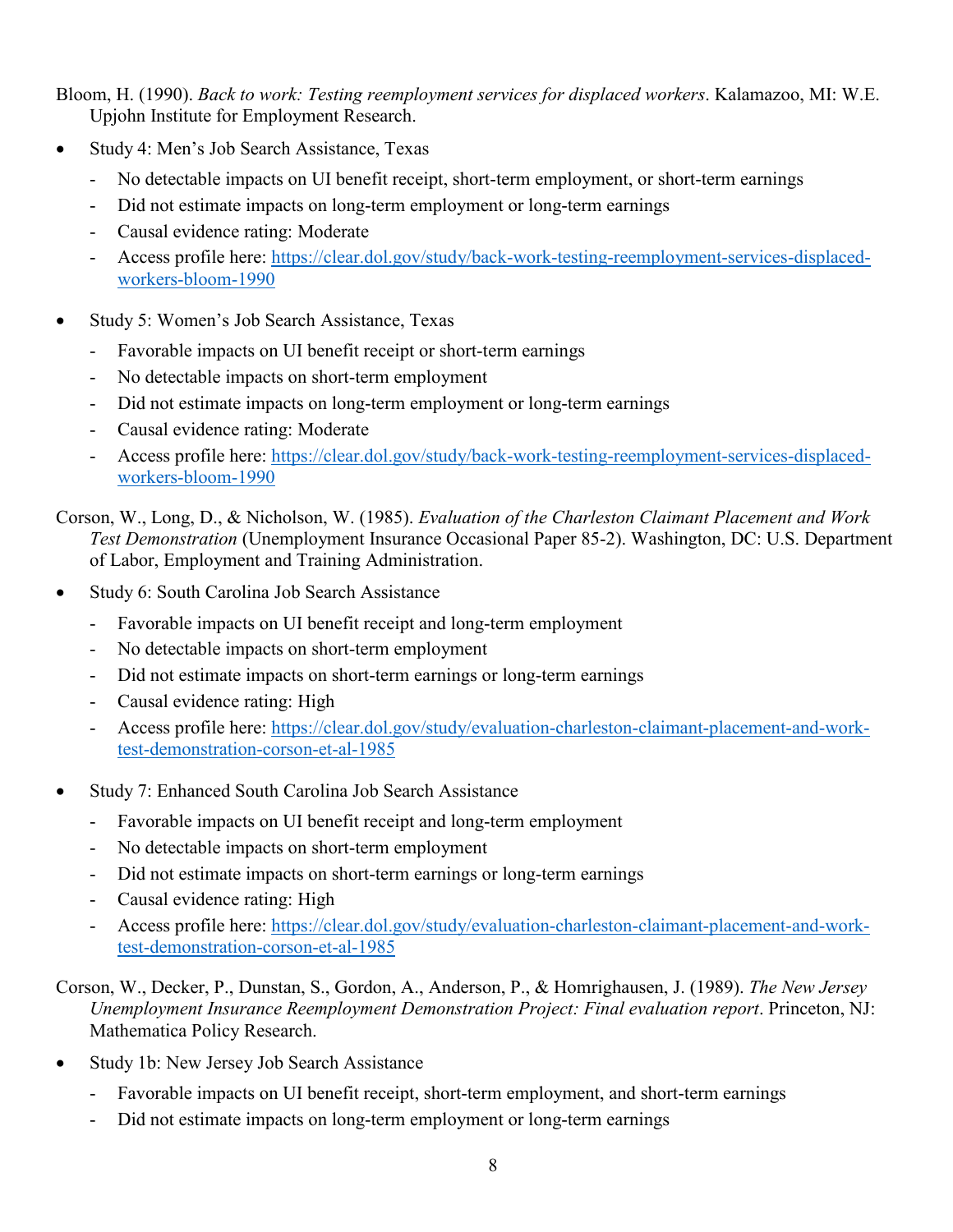Bloom, H. (1990). *Back to work: Testing reemployment services for displaced workers*. Kalamazoo, MI: W.E. Upjohn Institute for Employment Research.

- Study 4: Men's Job Search Assistance, Texas
  - No detectable impacts on UI benefit receipt, short-term employment, or short-term earnings
  - Did not estimate impacts on long-term employment or long-term earnings
  - Causal evidence rating: Moderate
  - Access profile here: [https://clear.dol.gov/study/back-work-testing-reemployment-services-displaced-workers-bloom-1990](https://clear.dol.gov/study/back-work-testing-reemployment-services-displaced-workers-bloom-1990)

- Study 5: Women's Job Search Assistance, Texas
  - Favorable impacts on UI benefit receipt or short-term earnings
  - No detectable impacts on short-term employment
  - Did not estimate impacts on long-term employment or long-term earnings
  - Causal evidence rating: Moderate
  - Access profile here: [https://clear.dol.gov/study/back-work-testing-reemployment-services-displaced-workers-bloom-1990](https://clear.dol.gov/study/back-work-testing-reemployment-services-displaced-workers-bloom-1990)

Corson, W., Long, D., & Nicholson, W. (1985). *Evaluation of the Charleston Claimant Placement and Work Test Demonstration* (Unemployment Insurance Occasional Paper 85-2). Washington, DC: U.S. Department of Labor, Employment and Training Administration.

- Study 6: South Carolina Job Search Assistance
  - Favorable impacts on UI benefit receipt and long-term employment
  - No detectable impacts on short-term employment
  - Did not estimate impacts on short-term earnings or long-term earnings
  - Causal evidence rating: High
  - Access profile here: [https://clear.dol.gov/study/evaluation-charleston-claimant-placement-and-work-test-demonstration-corson-et-al-1985](https://clear.dol.gov/study/evaluation-charleston-claimant-placement-and-work-test-demonstration-corson-et-al-1985)

- Study 7: Enhanced South Carolina Job Search Assistance
  - Favorable impacts on UI benefit receipt and long-term employment
  - No detectable impacts on short-term employment
  - Did not estimate impacts on short-term earnings or long-term earnings
  - Causal evidence rating: High
  - Access profile here: [https://clear.dol.gov/study/evaluation-charleston-claimant-placement-and-work-test-demonstration-corson-et-al-1985](https://clear.dol.gov/study/evaluation-charleston-claimant-placement-and-work-test-demonstration-corson-et-al-1985)

Corson, W., Decker, P., Dunstan, S., Gordon, A., Anderson, P., & Homrighausen, J. (1989). *The New Jersey Unemployment Insurance Reemployment Demonstration Project: Final evaluation report*. Princeton, NJ: Mathematica Policy Research.

- Study 1b: New Jersey Job Search Assistance
  - Favorable impacts on UI benefit receipt, short-term employment, and short-term earnings
  - Did not estimate impacts on long-term employment or long-term earnings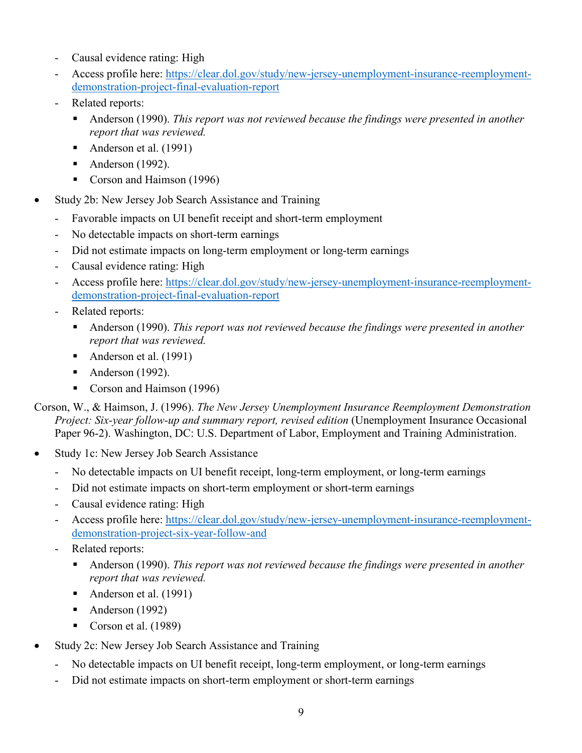- Causal evidence rating: High
  - Access profile here: [https://clear.dol.gov/study/new-jersey-unemployment-insurance-reemployment-demonstration-project-final-evaluation-report](https://clear.dol.gov/study/new-jersey-unemployment-insurance-reemployment-demonstration-project-final-evaluation-report)
  - Related reports:
    - Anderson (1990). *This report was not reviewed because the findings were presented in another report that was reviewed.*
    - Anderson et al. (1991)
    - Anderson (1992).
    - Corson and Haimson (1996)

- Study 2b: New Jersey Job Search Assistance and Training
  - Favorable impacts on UI benefit receipt and short-term employment
  - No detectable impacts on short-term earnings
  - Did not estimate impacts on long-term employment or long-term earnings
  - Causal evidence rating: High
  - Access profile here: [https://clear.dol.gov/study/new-jersey-unemployment-insurance-reemployment-demonstration-project-final-evaluation-report](https://clear.dol.gov/study/new-jersey-unemployment-insurance-reemployment-demonstration-project-final-evaluation-report)
  - Related reports:
    - Anderson (1990). *This report was not reviewed because the findings were presented in another report that was reviewed.*
    - Anderson et al. (1991)
    - Anderson (1992).
    - Corson and Haimson (1996)

Corson, W., & Haimson, J. (1996). *The New Jersey Unemployment Insurance Reemployment Demonstration Project: Six-year follow-up and summary report, revised edition* (Unemployment Insurance Occasional Paper 96-2). Washington, DC: U.S. Department of Labor, Employment and Training Administration.

- Study 1c: New Jersey Job Search Assistance
  - No detectable impacts on UI benefit receipt, long-term employment, or long-term earnings
  - Did not estimate impacts on short-term employment or short-term earnings
  - Causal evidence rating: High
  - Access profile here: [https://clear.dol.gov/study/new-jersey-unemployment-insurance-reemployment-demonstration-project-six-year-follow-and](https://clear.dol.gov/study/new-jersey-unemployment-insurance-reemployment-demonstration-project-six-year-follow-and)
  - Related reports:
    - Anderson (1990). *This report was not reviewed because the findings were presented in another report that was reviewed.*
    - Anderson et al. (1991)
    - Anderson (1992)
    - Corson et al. (1989)

- Study 2c: New Jersey Job Search Assistance and Training
  - No detectable impacts on UI benefit receipt, long-term employment, or long-term earnings
  - Did not estimate impacts on short-term employment or short-term earnings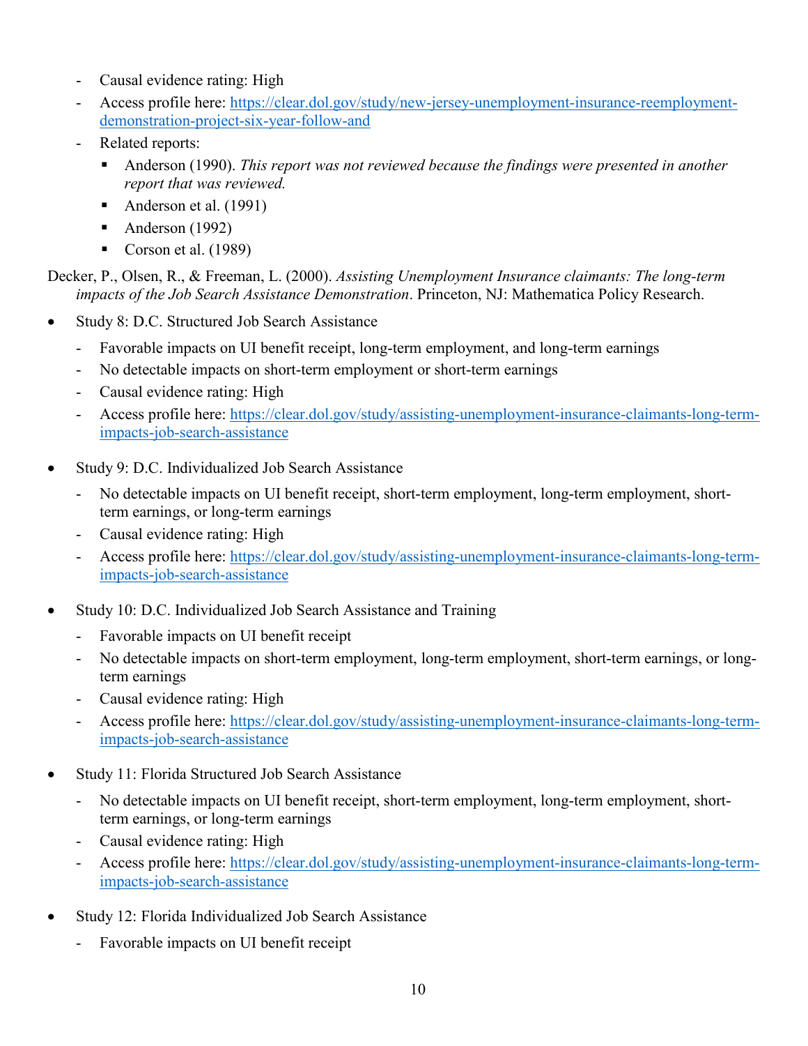- Causal evidence rating: High
- Access profile here: [https://clear.dol.gov/study/new-jersey-unemployment-insurance-reemployment-demonstration-project-six-year-follow-and](https://clear.dol.gov/study/new-jersey-unemployment-insurance-reemployment-demonstration-project-six-year-follow-and)
- Related reports:
  - Anderson (1990). *This report was not reviewed because the findings were presented in another report that was reviewed.*
  - Anderson et al. (1991)
  - Anderson (1992)
  - Corson et al. (1989)

Decker, P., Olsen, R., & Freeman, L. (2000). *Assisting Unemployment Insurance claimants: The long-term impacts of the Job Search Assistance Demonstration*. Princeton, NJ: Mathematica Policy Research.

- Study 8: D.C. Structured Job Search Assistance
  - Favorable impacts on UI benefit receipt, long-term employment, and long-term earnings
  - No detectable impacts on short-term employment or short-term earnings
  - Causal evidence rating: High
  - Access profile here: [https://clear.dol.gov/study/assisting-unemployment-insurance-claimants-long-term-impacts-job-search-assistance](https://clear.dol.gov/study/assisting-unemployment-insurance-claimants-long-term-impacts-job-search-assistance)

- Study 9: D.C. Individualized Job Search Assistance
  - No detectable impacts on UI benefit receipt, short-term employment, long-term employment, short-term earnings, or long-term earnings
  - Causal evidence rating: High
  - Access profile here: [https://clear.dol.gov/study/assisting-unemployment-insurance-claimants-long-term-impacts-job-search-assistance](https://clear.dol.gov/study/assisting-unemployment-insurance-claimants-long-term-impacts-job-search-assistance)

- Study 10: D.C. Individualized Job Search Assistance and Training
  - Favorable impacts on UI benefit receipt
  - No detectable impacts on short-term employment, long-term employment, short-term earnings, or long-term earnings
  - Causal evidence rating: High
  - Access profile here: [https://clear.dol.gov/study/assisting-unemployment-insurance-claimants-long-term-impacts-job-search-assistance](https://clear.dol.gov/study/assisting-unemployment-insurance-claimants-long-term-impacts-job-search-assistance)

- Study 11: Florida Structured Job Search Assistance
  - No detectable impacts on UI benefit receipt, short-term employment, long-term employment, short-term earnings, or long-term earnings
  - Causal evidence rating: High
  - Access profile here: [https://clear.dol.gov/study/assisting-unemployment-insurance-claimants-long-term-impacts-job-search-assistance](https://clear.dol.gov/study/assisting-unemployment-insurance-claimants-long-term-impacts-job-search-assistance)

- Study 12: Florida Individualized Job Search Assistance
  - Favorable impacts on UI benefit receipt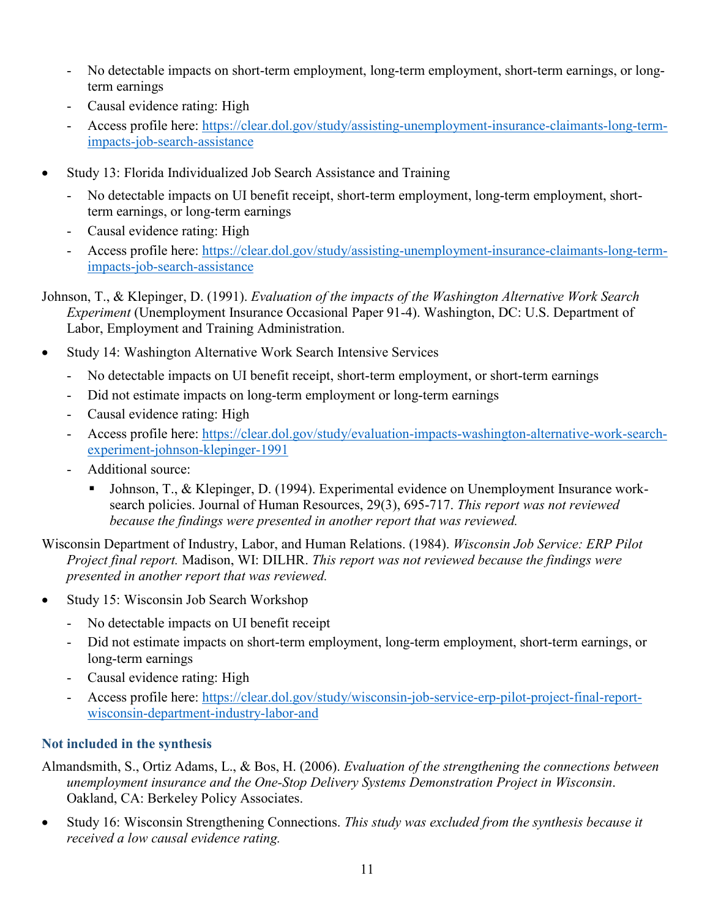- No detectable impacts on short-term employment, long-term employment, short-term earnings, or long-term earnings
  - Causal evidence rating: High
  - Access profile here: https://clear.dol.gov/study/assisting-unemployment-insurance-claimants-long-term-impacts-job-search-assistance

- Study 13: Florida Individualized Job Search Assistance and Training
  - No detectable impacts on UI benefit receipt, short-term employment, long-term employment, short-term earnings, or long-term earnings
  - Causal evidence rating: High
  - Access profile here: https://clear.dol.gov/study/assisting-unemployment-insurance-claimants-long-term-impacts-job-search-assistance

Johnson, T., & Klepinger, D. (1991). *Evaluation of the impacts of the Washington Alternative Work Search Experiment* (Unemployment Insurance Occasional Paper 91-4). Washington, DC: U.S. Department of Labor, Employment and Training Administration.

- Study 14: Washington Alternative Work Search Intensive Services
  - No detectable impacts on UI benefit receipt, short-term employment, or short-term earnings
  - Did not estimate impacts on long-term employment or long-term earnings
  - Causal evidence rating: High
  - Access profile here: https://clear.dol.gov/study/evaluation-impacts-washington-alternative-work-search-experiment-johnson-klepinger-1991
  - Additional source:
    - Johnson, T., & Klepinger, D. (1994). Experimental evidence on Unemployment Insurance work-search policies. Journal of Human Resources, 29(3), 695-717. *This report was not reviewed because the findings were presented in another report that was reviewed.*

Wisconsin Department of Industry, Labor, and Human Relations. (1984). *Wisconsin Job Service: ERP Pilot Project final report.* Madison, WI: DILHR. *This report was not reviewed because the findings were presented in another report that was reviewed.*

- Study 15: Wisconsin Job Search Workshop
  - No detectable impacts on UI benefit receipt
  - Did not estimate impacts on short-term employment, long-term employment, short-term earnings, or long-term earnings
  - Causal evidence rating: High
  - Access profile here: https://clear.dol.gov/study/wisconsin-job-service-erp-pilot-project-final-report-wisconsin-department-industry-labor-and

### Not included in the synthesis

Almandsmith, S., Ortiz Adams, L., & Bos, H. (2006). *Evaluation of the strengthening the connections between unemployment insurance and the One-Stop Delivery Systems Demonstration Project in Wisconsin*. Oakland, CA: Berkeley Policy Associates.

- Study 16: Wisconsin Strengthening Connections. *This study was excluded from the synthesis because it received a low causal evidence rating.*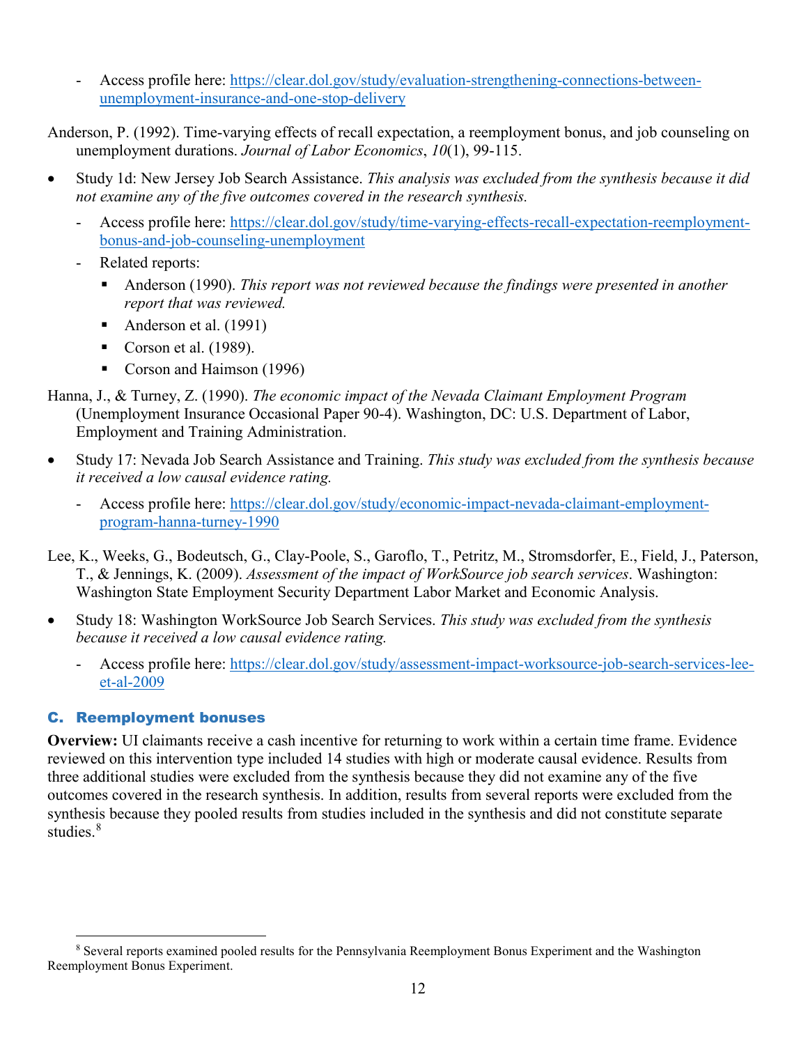- Access profile here: [https://clear.dol.gov/study/evaluation-strengthening-connections-between-unemployment-insurance-and-one-stop-delivery](https://clear.dol.gov/study/evaluation-strengthening-connections-between-unemployment-insurance-and-one-stop-delivery)

Anderson, P. (1992). Time-varying effects of recall expectation, a reemployment bonus, and job counseling on unemployment durations. *Journal of Labor Economics*, *10*(1), 99-115.

- Study 1d: New Jersey Job Search Assistance. *This analysis was excluded from the synthesis because it did not examine any of the five outcomes covered in the research synthesis.*
  - Access profile here: [https://clear.dol.gov/study/time-varying-effects-recall-expectation-reemployment-bonus-and-job-counseling-unemployment](https://clear.dol.gov/study/time-varying-effects-recall-expectation-reemployment-bonus-and-job-counseling-unemployment)
  - Related reports:
    - Anderson (1990). *This report was not reviewed because the findings were presented in another report that was reviewed.*
    - Anderson et al. (1991)
    - Corson et al. (1989).
    - Corson and Haimson (1996)

Hanna, J., & Turney, Z. (1990). *The economic impact of the Nevada Claimant Employment Program* (Unemployment Insurance Occasional Paper 90-4). Washington, DC: U.S. Department of Labor, Employment and Training Administration.

- Study 17: Nevada Job Search Assistance and Training. *This study was excluded from the synthesis because it received a low causal evidence rating.*
  - Access profile here: [https://clear.dol.gov/study/economic-impact-nevada-claimant-employment-program-hanna-turney-1990](https://clear.dol.gov/study/economic-impact-nevada-claimant-employment-program-hanna-turney-1990)

Lee, K., Weeks, G., Bodeutsch, G., Clay-Poole, S., Garoflo, T., Petritz, M., Stromsdorfer, E., Field, J., Paterson, T., & Jennings, K. (2009). *Assessment of the impact of WorkSource job search services*. Washington: Washington State Employment Security Department Labor Market and Economic Analysis.

- Study 18: Washington WorkSource Job Search Services. *This study was excluded from the synthesis because it received a low causal evidence rating.*
  - Access profile here: [https://clear.dol.gov/study/assessment-impact-worksource-job-search-services-lee-et-al-2009](https://clear.dol.gov/study/assessment-impact-worksource-job-search-services-lee-et-al-2009)

### C. Reemployment bonuses

**Overview:** UI claimants receive a cash incentive for returning to work within a certain time frame. Evidence reviewed on this intervention type included 14 studies with high or moderate causal evidence. Results from three additional studies were excluded from the synthesis because they did not examine any of the five outcomes covered in the research synthesis. In addition, results from several reports were excluded from the synthesis because they pooled results from studies included in the synthesis and did not constitute separate studies.[8]

[8] Several reports examined pooled results for the Pennsylvania Reemployment Bonus Experiment and the Washington Reemployment Bonus Experiment.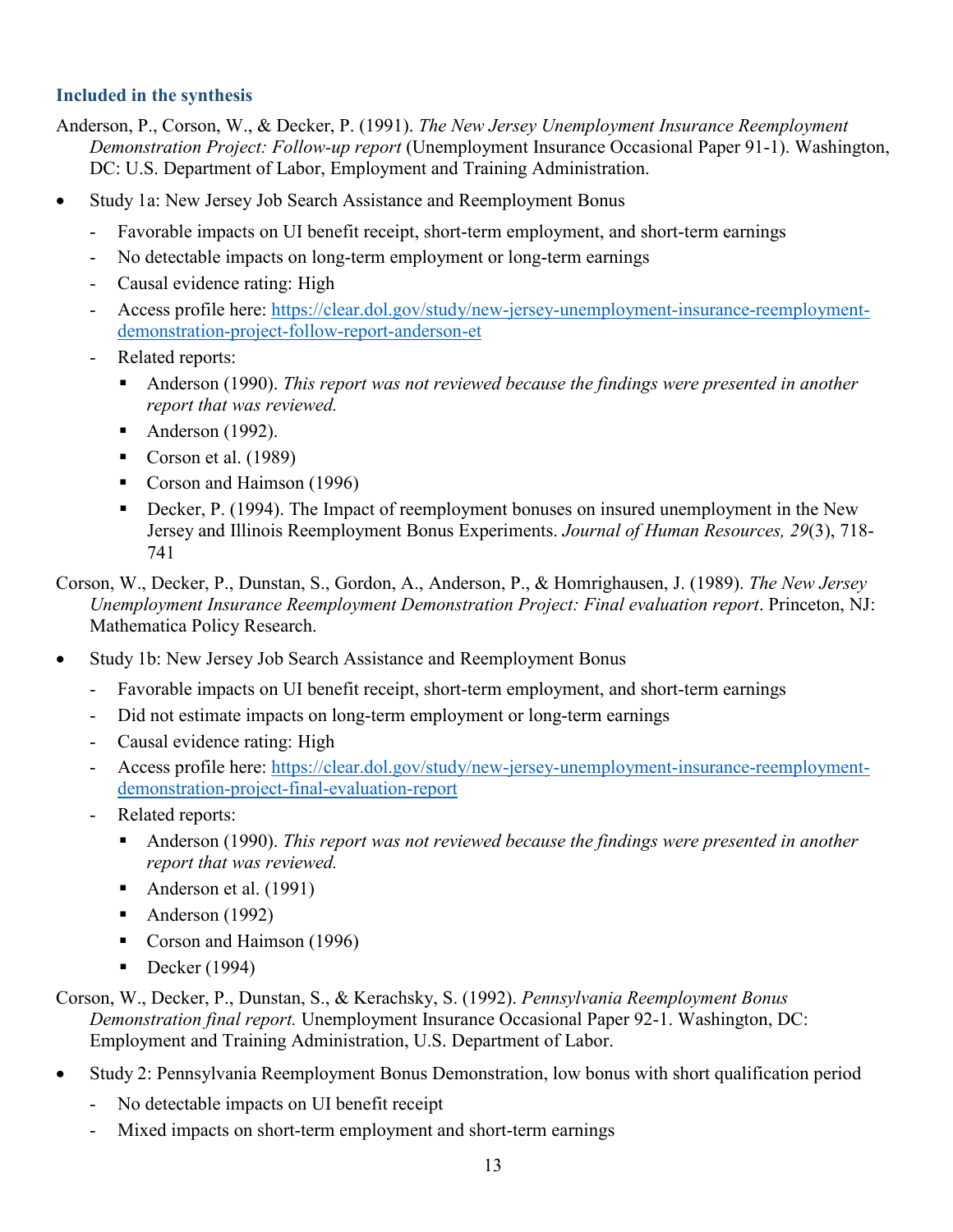### Included in the synthesis

Anderson, P., Corson, W., & Decker, P. (1991). *The New Jersey Unemployment Insurance Reemployment Demonstration Project: Follow-up report* (Unemployment Insurance Occasional Paper 91-1). Washington, DC: U.S. Department of Labor, Employment and Training Administration.

- Study 1a: New Jersey Job Search Assistance and Reemployment Bonus
  - Favorable impacts on UI benefit receipt, short-term employment, and short-term earnings
  - No detectable impacts on long-term employment or long-term earnings
  - Causal evidence rating: High
  - Access profile here: [https://clear.dol.gov/study/new-jersey-unemployment-insurance-reemployment-demonstration-project-follow-report-anderson-et](https://clear.dol.gov/study/new-jersey-unemployment-insurance-reemployment-demonstration-project-follow-report-anderson-et)
  - Related reports:
    - Anderson (1990). *This report was not reviewed because the findings were presented in another report that was reviewed.*
    - Anderson (1992).
    - Corson et al. (1989)
    - Corson and Haimson (1996)
    - Decker, P. (1994). The Impact of reemployment bonuses on insured unemployment in the New Jersey and Illinois Reemployment Bonus Experiments. *Journal of Human Resources, 29*(3), 718-741

Corson, W., Decker, P., Dunstan, S., Gordon, A., Anderson, P., & Homrighausen, J. (1989). *The New Jersey Unemployment Insurance Reemployment Demonstration Project: Final evaluation report*. Princeton, NJ: Mathematica Policy Research.

- Study 1b: New Jersey Job Search Assistance and Reemployment Bonus
  - Favorable impacts on UI benefit receipt, short-term employment, and short-term earnings
  - Did not estimate impacts on long-term employment or long-term earnings
  - Causal evidence rating: High
  - Access profile here: [https://clear.dol.gov/study/new-jersey-unemployment-insurance-reemployment-demonstration-project-final-evaluation-report](https://clear.dol.gov/study/new-jersey-unemployment-insurance-reemployment-demonstration-project-final-evaluation-report)
  - Related reports:
    - Anderson (1990). *This report was not reviewed because the findings were presented in another report that was reviewed.*
    - Anderson et al. (1991)
    - Anderson (1992)
    - Corson and Haimson (1996)
    - Decker (1994)

Corson, W., Decker, P., Dunstan, S., & Kerachsky, S. (1992). *Pennsylvania Reemployment Bonus Demonstration final report.* Unemployment Insurance Occasional Paper 92-1. Washington, DC: Employment and Training Administration, U.S. Department of Labor.

- Study 2: Pennsylvania Reemployment Bonus Demonstration, low bonus with short qualification period
  - No detectable impacts on UI benefit receipt
  - Mixed impacts on short-term employment and short-term earnings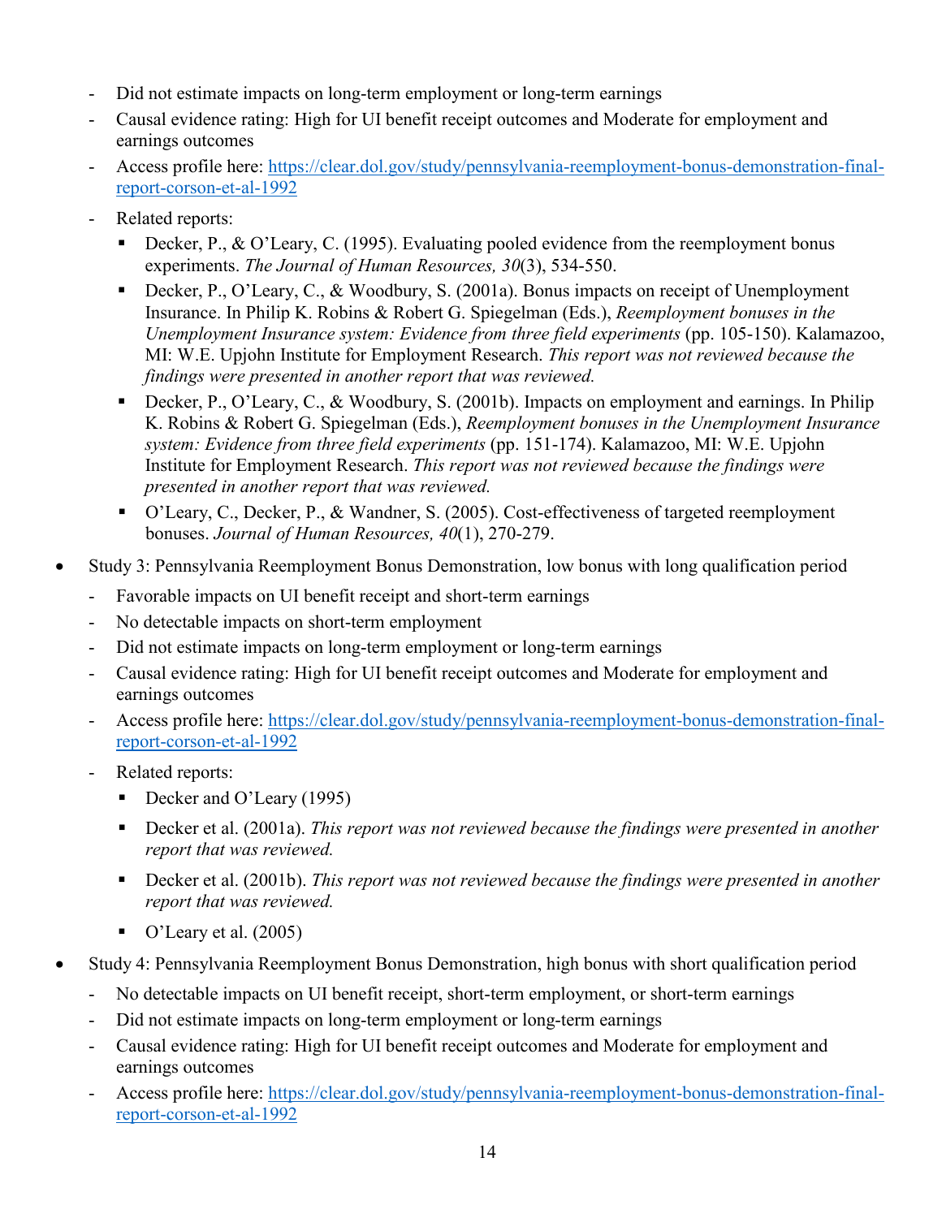- Did not estimate impacts on long-term employment or long-term earnings
  - Causal evidence rating: High for UI benefit receipt outcomes and Moderate for employment and earnings outcomes
  - Access profile here: [https://clear.dol.gov/study/pennsylvania-reemployment-bonus-demonstration-final-report-corson-et-al-1992](https://clear.dol.gov/study/pennsylvania-reemployment-bonus-demonstration-final-report-corson-et-al-1992)
  - Related reports:
    - Decker, P., & O'Leary, C. (1995). Evaluating pooled evidence from the reemployment bonus experiments. *The Journal of Human Resources, 30*(3), 534-550.
    - Decker, P., O'Leary, C., & Woodbury, S. (2001a). Bonus impacts on receipt of Unemployment Insurance. In Philip K. Robins & Robert G. Spiegelman (Eds.), *Reemployment bonuses in the Unemployment Insurance system: Evidence from three field experiments* (pp. 105-150). Kalamazoo, MI: W.E. Upjohn Institute for Employment Research. *This report was not reviewed because the findings were presented in another report that was reviewed.*
    - Decker, P., O'Leary, C., & Woodbury, S. (2001b). Impacts on employment and earnings. In Philip K. Robins & Robert G. Spiegelman (Eds.), *Reemployment bonuses in the Unemployment Insurance system: Evidence from three field experiments* (pp. 151-174). Kalamazoo, MI: W.E. Upjohn Institute for Employment Research. *This report was not reviewed because the findings were presented in another report that was reviewed.*
    - O'Leary, C., Decker, P., & Wandner, S. (2005). Cost-effectiveness of targeted reemployment bonuses. *Journal of Human Resources, 40*(1), 270-279.

- Study 3: Pennsylvania Reemployment Bonus Demonstration, low bonus with long qualification period
  - Favorable impacts on UI benefit receipt and short-term earnings
  - No detectable impacts on short-term employment
  - Did not estimate impacts on long-term employment or long-term earnings
  - Causal evidence rating: High for UI benefit receipt outcomes and Moderate for employment and earnings outcomes
  - Access profile here: [https://clear.dol.gov/study/pennsylvania-reemployment-bonus-demonstration-final-report-corson-et-al-1992](https://clear.dol.gov/study/pennsylvania-reemployment-bonus-demonstration-final-report-corson-et-al-1992)
  - Related reports:
    - Decker and O'Leary (1995)
    - Decker et al. (2001a). *This report was not reviewed because the findings were presented in another report that was reviewed.*
    - Decker et al. (2001b). *This report was not reviewed because the findings were presented in another report that was reviewed.*
    - O'Leary et al. (2005)

- Study 4: Pennsylvania Reemployment Bonus Demonstration, high bonus with short qualification period
  - No detectable impacts on UI benefit receipt, short-term employment, or short-term earnings
  - Did not estimate impacts on long-term employment or long-term earnings
  - Causal evidence rating: High for UI benefit receipt outcomes and Moderate for employment and earnings outcomes
  - Access profile here: [https://clear.dol.gov/study/pennsylvania-reemployment-bonus-demonstration-final-report-corson-et-al-1992](https://clear.dol.gov/study/pennsylvania-reemployment-bonus-demonstration-final-report-corson-et-al-1992)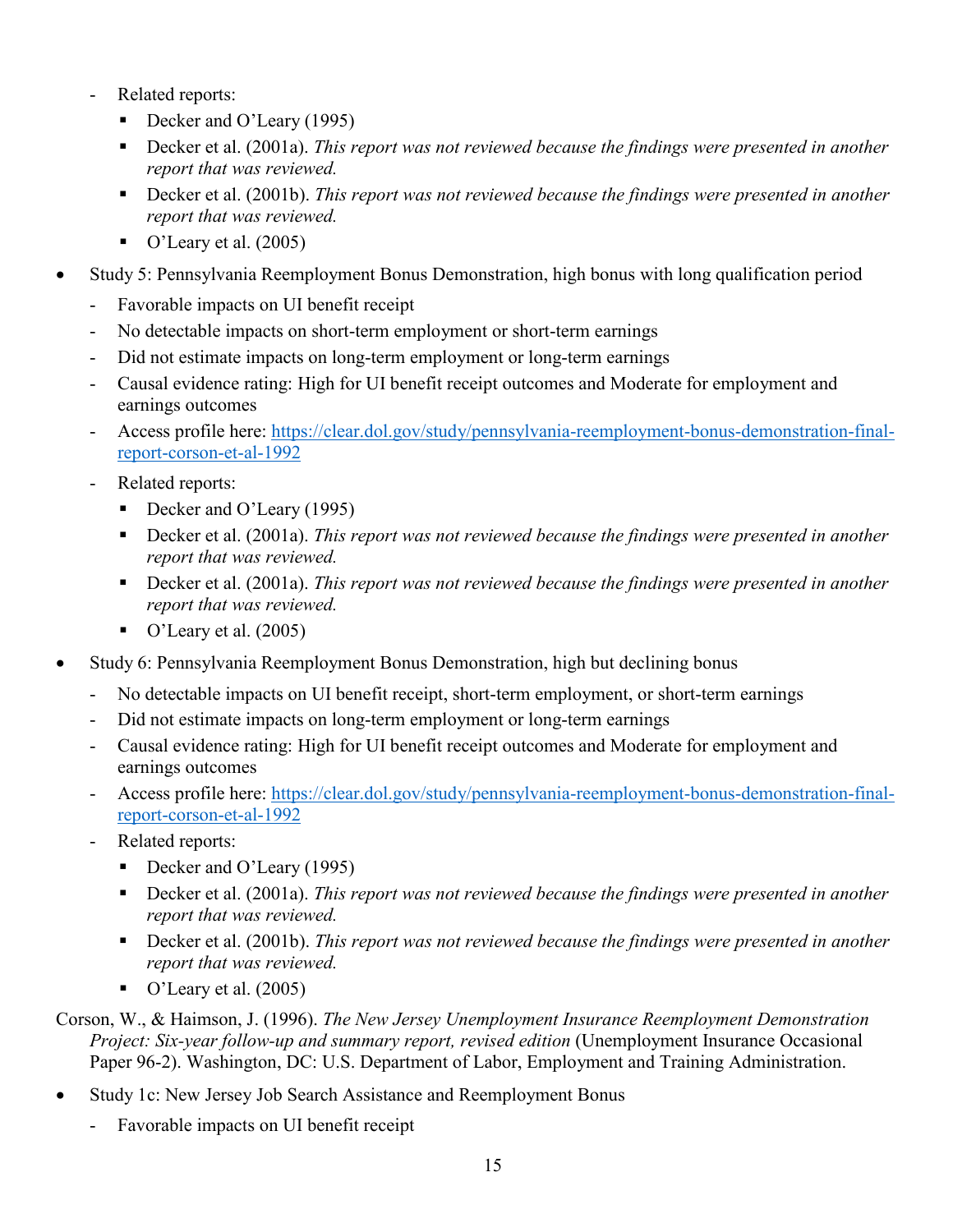- Related reports:
  - Decker and O'Leary (1995)
  - Decker et al. (2001a). *This report was not reviewed because the findings were presented in another report that was reviewed.*
  - Decker et al. (2001b). *This report was not reviewed because the findings were presented in another report that was reviewed.*
  - O'Leary et al. (2005)

- Study 5: Pennsylvania Reemployment Bonus Demonstration, high bonus with long qualification period
  - Favorable impacts on UI benefit receipt
  - No detectable impacts on short-term employment or short-term earnings
  - Did not estimate impacts on long-term employment or long-term earnings
  - Causal evidence rating: High for UI benefit receipt outcomes and Moderate for employment and earnings outcomes
  - Access profile here: [https://clear.dol.gov/study/pennsylvania-reemployment-bonus-demonstration-final-report-corson-et-al-1992](https://clear.dol.gov/study/pennsylvania-reemployment-bonus-demonstration-final-report-corson-et-al-1992)
  - Related reports:
    - Decker and O'Leary (1995)
    - Decker et al. (2001a). *This report was not reviewed because the findings were presented in another report that was reviewed.*
    - Decker et al. (2001a). *This report was not reviewed because the findings were presented in another report that was reviewed.*
    - O'Leary et al. (2005)

- Study 6: Pennsylvania Reemployment Bonus Demonstration, high but declining bonus
  - No detectable impacts on UI benefit receipt, short-term employment, or short-term earnings
  - Did not estimate impacts on long-term employment or long-term earnings
  - Causal evidence rating: High for UI benefit receipt outcomes and Moderate for employment and earnings outcomes
  - Access profile here: [https://clear.dol.gov/study/pennsylvania-reemployment-bonus-demonstration-final-report-corson-et-al-1992](https://clear.dol.gov/study/pennsylvania-reemployment-bonus-demonstration-final-report-corson-et-al-1992)
  - Related reports:
    - Decker and O'Leary (1995)
    - Decker et al. (2001a). *This report was not reviewed because the findings were presented in another report that was reviewed.*
    - Decker et al. (2001b). *This report was not reviewed because the findings were presented in another report that was reviewed.*
    - O'Leary et al. (2005)

Corson, W., & Haimson, J. (1996). *The New Jersey Unemployment Insurance Reemployment Demonstration Project: Six-year follow-up and summary report, revised edition* (Unemployment Insurance Occasional Paper 96-2). Washington, DC: U.S. Department of Labor, Employment and Training Administration.

- Study 1c: New Jersey Job Search Assistance and Reemployment Bonus
  - Favorable impacts on UI benefit receipt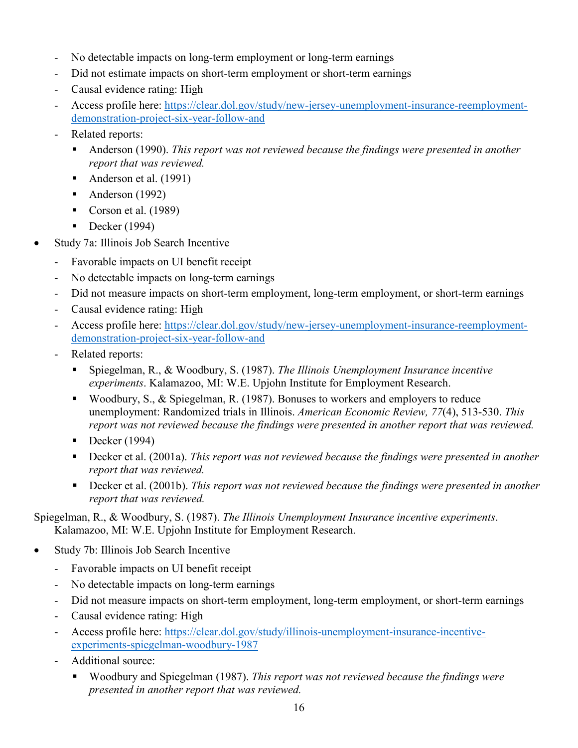- No detectable impacts on long-term employment or long-term earnings
  - Did not estimate impacts on short-term employment or short-term earnings
  - Causal evidence rating: High
  - Access profile here: [https://clear.dol.gov/study/new-jersey-unemployment-insurance-reemployment-demonstration-project-six-year-follow-and](https://clear.dol.gov/study/new-jersey-unemployment-insurance-reemployment-demonstration-project-six-year-follow-and)
  - Related reports:
    - Anderson (1990). *This report was not reviewed because the findings were presented in another report that was reviewed.*
    - Anderson et al. (1991)
    - Anderson (1992)
    - Corson et al. (1989)
    - Decker (1994)

- Study 7a: Illinois Job Search Incentive
  - Favorable impacts on UI benefit receipt
  - No detectable impacts on long-term earnings
  - Did not measure impacts on short-term employment, long-term employment, or short-term earnings
  - Causal evidence rating: High
  - Access profile here: [https://clear.dol.gov/study/new-jersey-unemployment-insurance-reemployment-demonstration-project-six-year-follow-and](https://clear.dol.gov/study/new-jersey-unemployment-insurance-reemployment-demonstration-project-six-year-follow-and)
  - Related reports:
    - Spiegelman, R., & Woodbury, S. (1987). *The Illinois Unemployment Insurance incentive experiments*. Kalamazoo, MI: W.E. Upjohn Institute for Employment Research.
    - Woodbury, S., & Spiegelman, R. (1987). Bonuses to workers and employers to reduce unemployment: Randomized trials in Illinois. *American Economic Review, 77*(4), 513-530. *This report was not reviewed because the findings were presented in another report that was reviewed.*
    - Decker (1994)
    - Decker et al. (2001a). *This report was not reviewed because the findings were presented in another report that was reviewed.*
    - Decker et al. (2001b). *This report was not reviewed because the findings were presented in another report that was reviewed.*

Spiegelman, R., & Woodbury, S. (1987). *The Illinois Unemployment Insurance incentive experiments*. Kalamazoo, MI: W.E. Upjohn Institute for Employment Research.

- Study 7b: Illinois Job Search Incentive
  - Favorable impacts on UI benefit receipt
  - No detectable impacts on long-term earnings
  - Did not measure impacts on short-term employment, long-term employment, or short-term earnings
  - Causal evidence rating: High
  - Access profile here: [https://clear.dol.gov/study/illinois-unemployment-insurance-incentive-experiments-spiegelman-woodbury-1987](https://clear.dol.gov/study/illinois-unemployment-insurance-incentive-experiments-spiegelman-woodbury-1987)
  - Additional source:
    - Woodbury and Spiegelman (1987). *This report was not reviewed because the findings were presented in another report that was reviewed.*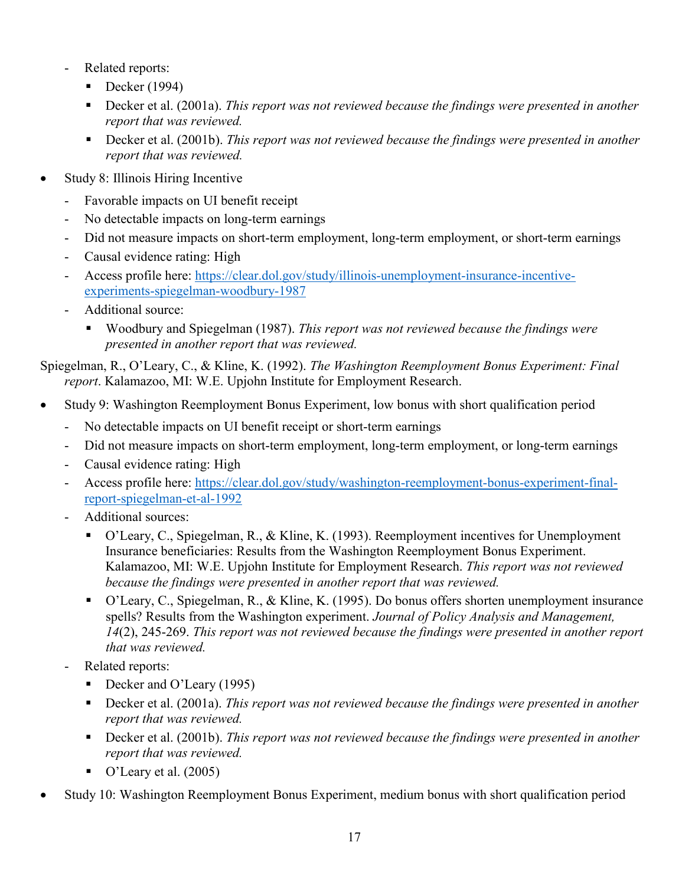- Related reports:
    - Decker (1994)
    - Decker et al. (2001a). *This report was not reviewed because the findings were presented in another report that was reviewed.*
    - Decker et al. (2001b). *This report was not reviewed because the findings were presented in another report that was reviewed.*

- Study 8: Illinois Hiring Incentive
  - Favorable impacts on UI benefit receipt
  - No detectable impacts on long-term earnings
  - Did not measure impacts on short-term employment, long-term employment, or short-term earnings
  - Causal evidence rating: High
  - Access profile here: [https://clear.dol.gov/study/illinois-unemployment-insurance-incentive-experiments-spiegelman-woodbury-1987](https://clear.dol.gov/study/illinois-unemployment-insurance-incentive-experiments-spiegelman-woodbury-1987)
  - Additional source:
    - Woodbury and Spiegelman (1987). *This report was not reviewed because the findings were presented in another report that was reviewed.*

Spiegelman, R., O'Leary, C., & Kline, K. (1992). *The Washington Reemployment Bonus Experiment: Final report*. Kalamazoo, MI: W.E. Upjohn Institute for Employment Research.

- Study 9: Washington Reemployment Bonus Experiment, low bonus with short qualification period
  - No detectable impacts on UI benefit receipt or short-term earnings
  - Did not measure impacts on short-term employment, long-term employment, or long-term earnings
  - Causal evidence rating: High
  - Access profile here: [https://clear.dol.gov/study/washington-reemployment-bonus-experiment-final-report-spiegelman-et-al-1992](https://clear.dol.gov/study/washington-reemployment-bonus-experiment-final-report-spiegelman-et-al-1992)
  - Additional sources:
    - O'Leary, C., Spiegelman, R., & Kline, K. (1993). Reemployment incentives for Unemployment Insurance beneficiaries: Results from the Washington Reemployment Bonus Experiment. Kalamazoo, MI: W.E. Upjohn Institute for Employment Research. *This report was not reviewed because the findings were presented in another report that was reviewed.*
    - O'Leary, C., Spiegelman, R., & Kline, K. (1995). Do bonus offers shorten unemployment insurance spells? Results from the Washington experiment. *Journal of Policy Analysis and Management, 14*(2), 245-269. *This report was not reviewed because the findings were presented in another report that was reviewed.*
  - Related reports:
    - Decker and O'Leary (1995)
    - Decker et al. (2001a). *This report was not reviewed because the findings were presented in another report that was reviewed.*
    - Decker et al. (2001b). *This report was not reviewed because the findings were presented in another report that was reviewed.*
    - O'Leary et al. (2005)

- Study 10: Washington Reemployment Bonus Experiment, medium bonus with short qualification period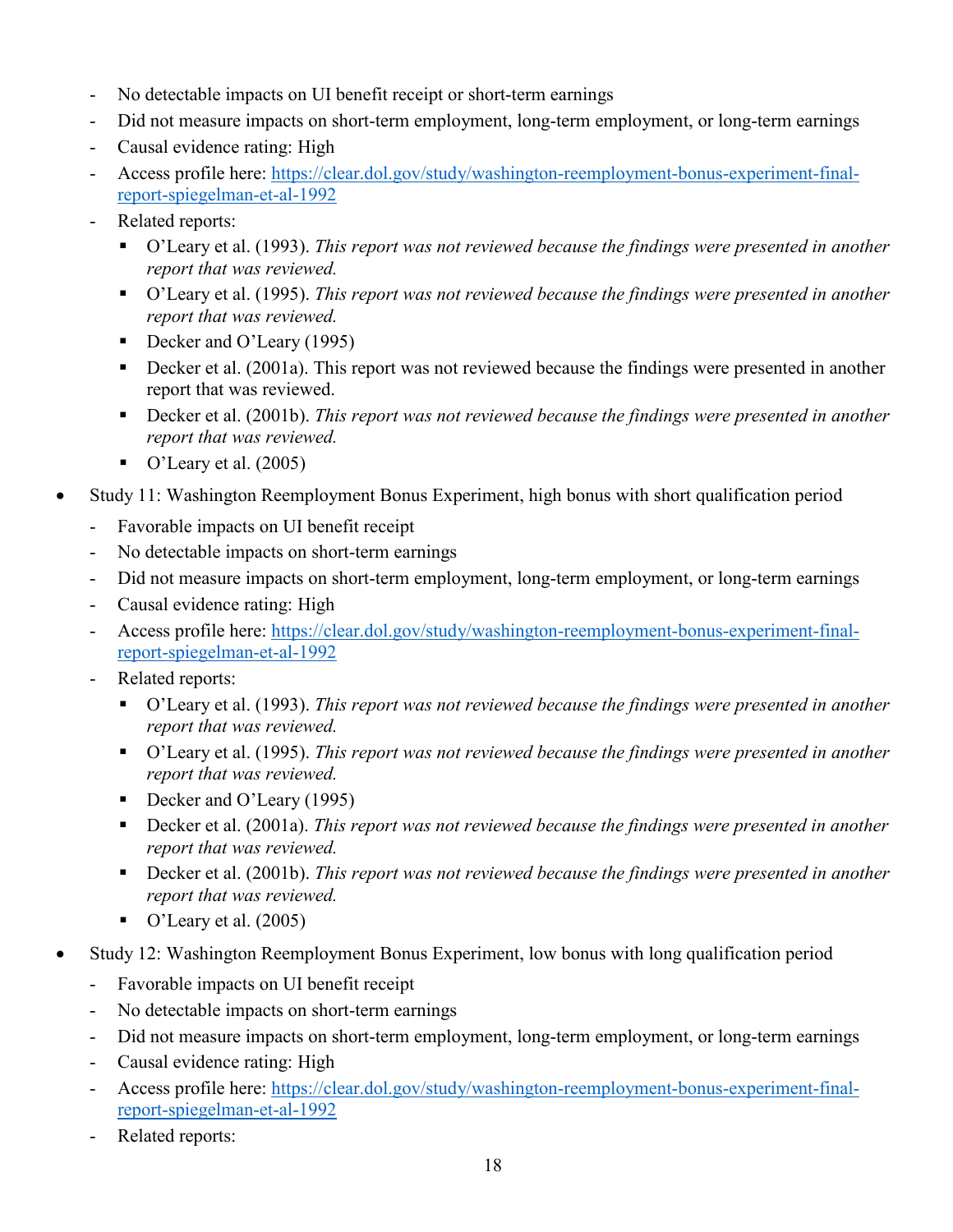- No detectable impacts on UI benefit receipt or short-term earnings
- Did not measure impacts on short-term employment, long-term employment, or long-term earnings
- Causal evidence rating: High
- Access profile here: [https://clear.dol.gov/study/washington-reemployment-bonus-experiment-final-report-spiegelman-et-al-1992](https://clear.dol.gov/study/washington-reemployment-bonus-experiment-final-report-spiegelman-et-al-1992)
- Related reports:
  - O'Leary et al. (1993). *This report was not reviewed because the findings were presented in another report that was reviewed.*
  - O'Leary et al. (1995). *This report was not reviewed because the findings were presented in another report that was reviewed.*
  - Decker and O'Leary (1995)
  - Decker et al. (2001a). This report was not reviewed because the findings were presented in another report that was reviewed.
  - Decker et al. (2001b). *This report was not reviewed because the findings were presented in another report that was reviewed.*
  - O'Leary et al. (2005)

- Study 11: Washington Reemployment Bonus Experiment, high bonus with short qualification period
  - Favorable impacts on UI benefit receipt
  - No detectable impacts on short-term earnings
  - Did not measure impacts on short-term employment, long-term employment, or long-term earnings
  - Causal evidence rating: High
  - Access profile here: [https://clear.dol.gov/study/washington-reemployment-bonus-experiment-final-report-spiegelman-et-al-1992](https://clear.dol.gov/study/washington-reemployment-bonus-experiment-final-report-spiegelman-et-al-1992)
  - Related reports:
    - O'Leary et al. (1993). *This report was not reviewed because the findings were presented in another report that was reviewed.*
    - O'Leary et al. (1995). *This report was not reviewed because the findings were presented in another report that was reviewed.*
    - Decker and O'Leary (1995)
    - Decker et al. (2001a). *This report was not reviewed because the findings were presented in another report that was reviewed.*
    - Decker et al. (2001b). *This report was not reviewed because the findings were presented in another report that was reviewed.*
    - O'Leary et al. (2005)

- Study 12: Washington Reemployment Bonus Experiment, low bonus with long qualification period
  - Favorable impacts on UI benefit receipt
  - No detectable impacts on short-term earnings
  - Did not measure impacts on short-term employment, long-term employment, or long-term earnings
  - Causal evidence rating: High
  - Access profile here: [https://clear.dol.gov/study/washington-reemployment-bonus-experiment-final-report-spiegelman-et-al-1992](https://clear.dol.gov/study/washington-reemployment-bonus-experiment-final-report-spiegelman-et-al-1992)
  - Related reports: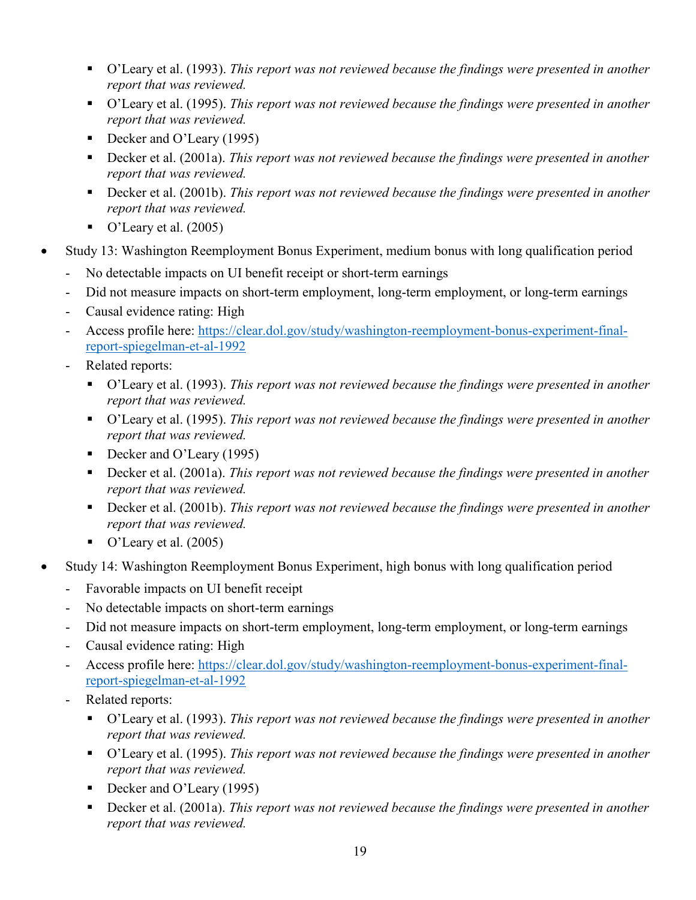- O'Leary et al. (1993). *This report was not reviewed because the findings were presented in another report that was reviewed.*
    - O'Leary et al. (1995). *This report was not reviewed because the findings were presented in another report that was reviewed.*
    - Decker and O'Leary (1995)
    - Decker et al. (2001a). *This report was not reviewed because the findings were presented in another report that was reviewed.*
    - Decker et al. (2001b). *This report was not reviewed because the findings were presented in another report that was reviewed.*
    - O'Leary et al. (2005)

- Study 13: Washington Reemployment Bonus Experiment, medium bonus with long qualification period
  - No detectable impacts on UI benefit receipt or short-term earnings
  - Did not measure impacts on short-term employment, long-term employment, or long-term earnings
  - Causal evidence rating: High
  - Access profile here: [https://clear.dol.gov/study/washington-reemployment-bonus-experiment-final-report-spiegelman-et-al-1992](https://clear.dol.gov/study/washington-reemployment-bonus-experiment-final-report-spiegelman-et-al-1992)
  - Related reports:
    - O'Leary et al. (1993). *This report was not reviewed because the findings were presented in another report that was reviewed.*
    - O'Leary et al. (1995). *This report was not reviewed because the findings were presented in another report that was reviewed.*
    - Decker and O'Leary (1995)
    - Decker et al. (2001a). *This report was not reviewed because the findings were presented in another report that was reviewed.*
    - Decker et al. (2001b). *This report was not reviewed because the findings were presented in another report that was reviewed.*
    - O'Leary et al. (2005)

- Study 14: Washington Reemployment Bonus Experiment, high bonus with long qualification period
  - Favorable impacts on UI benefit receipt
  - No detectable impacts on short-term earnings
  - Did not measure impacts on short-term employment, long-term employment, or long-term earnings
  - Causal evidence rating: High
  - Access profile here: [https://clear.dol.gov/study/washington-reemployment-bonus-experiment-final-report-spiegelman-et-al-1992](https://clear.dol.gov/study/washington-reemployment-bonus-experiment-final-report-spiegelman-et-al-1992)
  - Related reports:
    - O'Leary et al. (1993). *This report was not reviewed because the findings were presented in another report that was reviewed.*
    - O'Leary et al. (1995). *This report was not reviewed because the findings were presented in another report that was reviewed.*
    - Decker and O'Leary (1995)
    - Decker et al. (2001a). *This report was not reviewed because the findings were presented in another report that was reviewed.*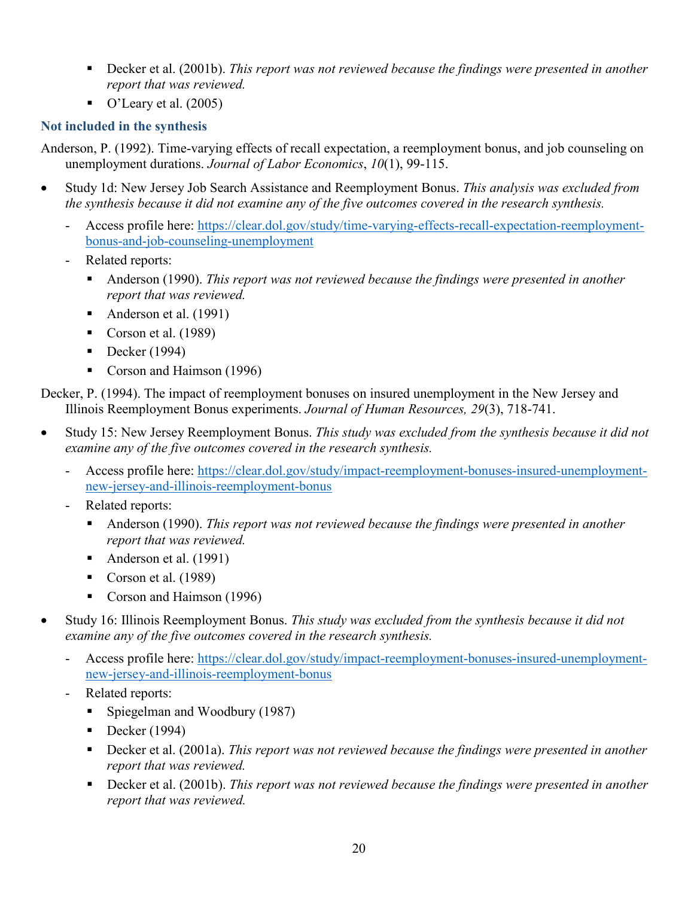- Decker et al. (2001b). *This report was not reviewed because the findings were presented in another report that was reviewed.*
   - O'Leary et al. (2005)

### Not included in the synthesis

Anderson, P. (1992). Time-varying effects of recall expectation, a reemployment bonus, and job counseling on unemployment durations. *Journal of Labor Economics*, *10*(1), 99-115.

- Study 1d: New Jersey Job Search Assistance and Reemployment Bonus. *This analysis was excluded from the synthesis because it did not examine any of the five outcomes covered in the research synthesis.*
  - Access profile here: [https://clear.dol.gov/study/time-varying-effects-recall-expectation-reemployment-bonus-and-job-counseling-unemployment](https://clear.dol.gov/study/time-varying-effects-recall-expectation-reemployment-bonus-and-job-counseling-unemployment)
  - Related reports:
    - Anderson (1990). *This report was not reviewed because the findings were presented in another report that was reviewed.*
    - Anderson et al. (1991)
    - Corson et al. (1989)
    - Decker (1994)
    - Corson and Haimson (1996)

Decker, P. (1994). The impact of reemployment bonuses on insured unemployment in the New Jersey and Illinois Reemployment Bonus experiments. *Journal of Human Resources, 29*(3), 718-741.

- Study 15: New Jersey Reemployment Bonus. *This study was excluded from the synthesis because it did not examine any of the five outcomes covered in the research synthesis.*
  - Access profile here: [https://clear.dol.gov/study/impact-reemployment-bonuses-insured-unemployment-new-jersey-and-illinois-reemployment-bonus](https://clear.dol.gov/study/impact-reemployment-bonuses-insured-unemployment-new-jersey-and-illinois-reemployment-bonus)
  - Related reports:
    - Anderson (1990). *This report was not reviewed because the findings were presented in another report that was reviewed.*
    - Anderson et al. (1991)
    - Corson et al. (1989)
    - Corson and Haimson (1996)
- Study 16: Illinois Reemployment Bonus. *This study was excluded from the synthesis because it did not examine any of the five outcomes covered in the research synthesis.*
  - Access profile here: [https://clear.dol.gov/study/impact-reemployment-bonuses-insured-unemployment-new-jersey-and-illinois-reemployment-bonus](https://clear.dol.gov/study/impact-reemployment-bonuses-insured-unemployment-new-jersey-and-illinois-reemployment-bonus)
  - Related reports:
    - Spiegelman and Woodbury (1987)
    - Decker (1994)
    - Decker et al. (2001a). *This report was not reviewed because the findings were presented in another report that was reviewed.*
    - Decker et al. (2001b). *This report was not reviewed because the findings were presented in another report that was reviewed.*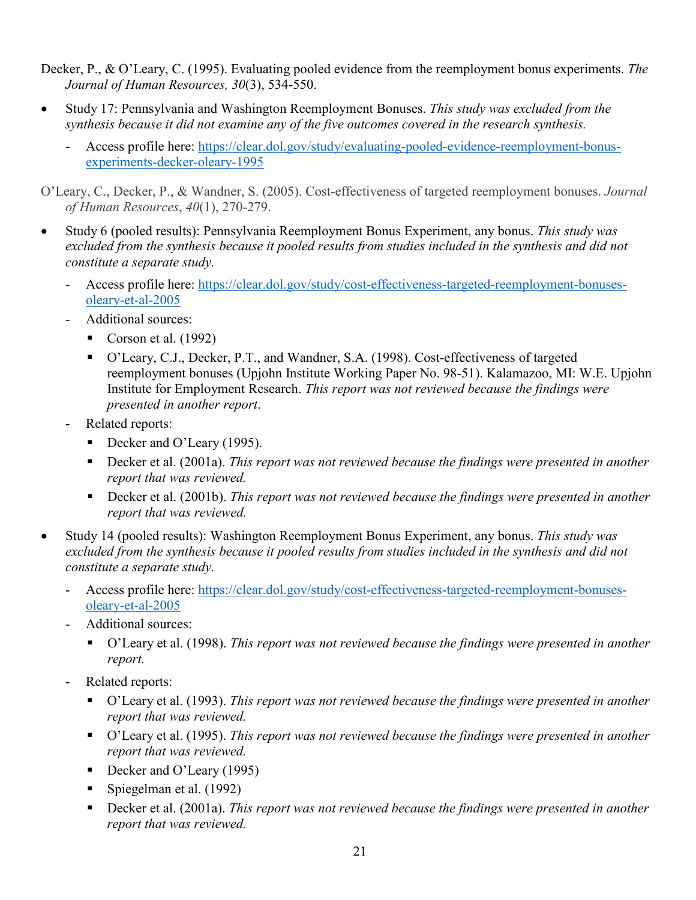Decker, P., & O'Leary, C. (1995). Evaluating pooled evidence from the reemployment bonus experiments. *The Journal of Human Resources, 30*(3), 534-550.

- Study 17: Pennsylvania and Washington Reemployment Bonuses. *This study was excluded from the synthesis because it did not examine any of the five outcomes covered in the research synthesis.*
  - Access profile here: [https://clear.dol.gov/study/evaluating-pooled-evidence-reemployment-bonus-experiments-decker-oleary-1995](https://clear.dol.gov/study/evaluating-pooled-evidence-reemployment-bonus-experiments-decker-oleary-1995)

O'Leary, C., Decker, P., & Wandner, S. (2005). Cost-effectiveness of targeted reemployment bonuses. *Journal of Human Resources*, *40*(1), 270-279.

- Study 6 (pooled results): Pennsylvania Reemployment Bonus Experiment, any bonus. *This study was excluded from the synthesis because it pooled results from studies included in the synthesis and did not constitute a separate study.*
  - Access profile here: [https://clear.dol.gov/study/cost-effectiveness-targeted-reemployment-bonuses-oleary-et-al-2005](https://clear.dol.gov/study/cost-effectiveness-targeted-reemployment-bonuses-oleary-et-al-2005)
  - Additional sources:
    - Corson et al. (1992)
    - O'Leary, C.J., Decker, P.T., and Wandner, S.A. (1998). Cost-effectiveness of targeted reemployment bonuses (Upjohn Institute Working Paper No. 98-51). Kalamazoo, MI: W.E. Upjohn Institute for Employment Research. *This report was not reviewed because the findings were presented in another report*.
  - Related reports:
    - Decker and O'Leary (1995).
    - Decker et al. (2001a). *This report was not reviewed because the findings were presented in another report that was reviewed.*
    - Decker et al. (2001b). *This report was not reviewed because the findings were presented in another report that was reviewed.*
- Study 14 (pooled results): Washington Reemployment Bonus Experiment, any bonus. *This study was excluded from the synthesis because it pooled results from studies included in the synthesis and did not constitute a separate study.*
  - Access profile here: [https://clear.dol.gov/study/cost-effectiveness-targeted-reemployment-bonuses-oleary-et-al-2005](https://clear.dol.gov/study/cost-effectiveness-targeted-reemployment-bonuses-oleary-et-al-2005)
  - Additional sources:
    - O'Leary et al. (1998). *This report was not reviewed because the findings were presented in another report.*
  - Related reports:
    - O'Leary et al. (1993). *This report was not reviewed because the findings were presented in another report that was reviewed.*
    - O'Leary et al. (1995). *This report was not reviewed because the findings were presented in another report that was reviewed.*
    - Decker and O'Leary (1995)
    - Spiegelman et al. (1992)
    - Decker et al. (2001a). *This report was not reviewed because the findings were presented in another report that was reviewed.*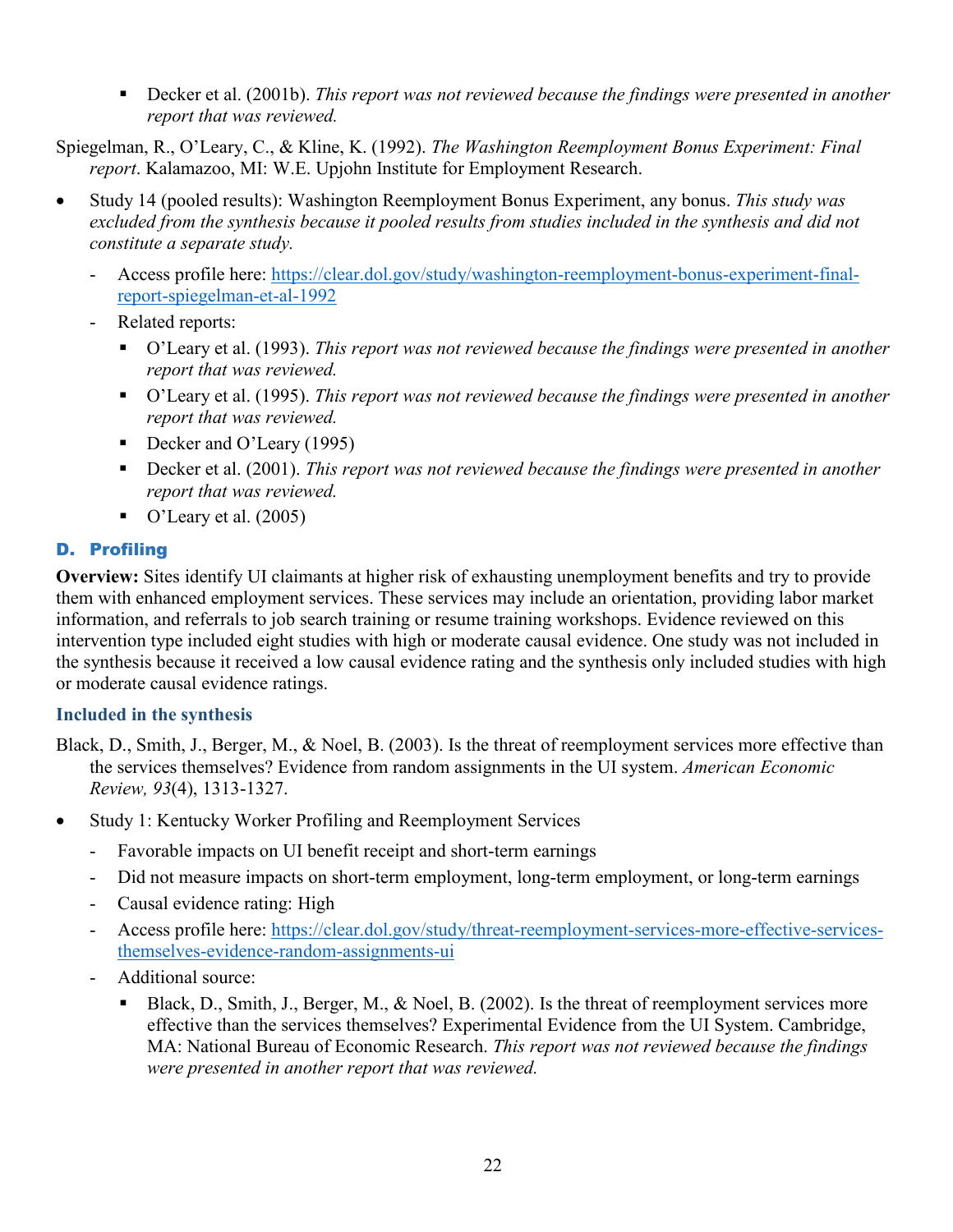- Decker et al. (2001b). *This report was not reviewed because the findings were presented in another report that was reviewed.*

Spiegelman, R., O'Leary, C., & Kline, K. (1992). *The Washington Reemployment Bonus Experiment: Final report*. Kalamazoo, MI: W.E. Upjohn Institute for Employment Research.

- Study 14 (pooled results): Washington Reemployment Bonus Experiment, any bonus. *This study was excluded from the synthesis because it pooled results from studies included in the synthesis and did not constitute a separate study.*
    - Access profile here: [https://clear.dol.gov/study/washington-reemployment-bonus-experiment-final-report-spiegelman-et-al-1992](https://clear.dol.gov/study/washington-reemployment-bonus-experiment-final-report-spiegelman-et-al-1992)
    - Related reports:
        - O'Leary et al. (1993). *This report was not reviewed because the findings were presented in another report that was reviewed.*
        - O'Leary et al. (1995). *This report was not reviewed because the findings were presented in another report that was reviewed.*
        - Decker and O'Leary (1995)
        - Decker et al. (2001). *This report was not reviewed because the findings were presented in another report that was reviewed.*
        - O'Leary et al. (2005)

## D. Profiling

**Overview:** Sites identify UI claimants at higher risk of exhausting unemployment benefits and try to provide them with enhanced employment services. These services may include an orientation, providing labor market information, and referrals to job search training or resume training workshops. Evidence reviewed on this intervention type included eight studies with high or moderate causal evidence. One study was not included in the synthesis because it received a low causal evidence rating and the synthesis only included studies with high or moderate causal evidence ratings.

### Included in the synthesis

Black, D., Smith, J., Berger, M., & Noel, B. (2003). Is the threat of reemployment services more effective than the services themselves? Evidence from random assignments in the UI system. *American Economic Review, 93*(4), 1313-1327.

- Study 1: Kentucky Worker Profiling and Reemployment Services
    - Favorable impacts on UI benefit receipt and short-term earnings
    - Did not measure impacts on short-term employment, long-term employment, or long-term earnings
    - Causal evidence rating: High
    - Access profile here: [https://clear.dol.gov/study/threat-reemployment-services-more-effective-services-themselves-evidence-random-assignments-ui](https://clear.dol.gov/study/threat-reemployment-services-more-effective-services-themselves-evidence-random-assignments-ui)
    - Additional source:
        - Black, D., Smith, J., Berger, M., & Noel, B. (2002). Is the threat of reemployment services more effective than the services themselves? Experimental Evidence from the UI System. Cambridge, MA: National Bureau of Economic Research. *This report was not reviewed because the findings were presented in another report that was reviewed.*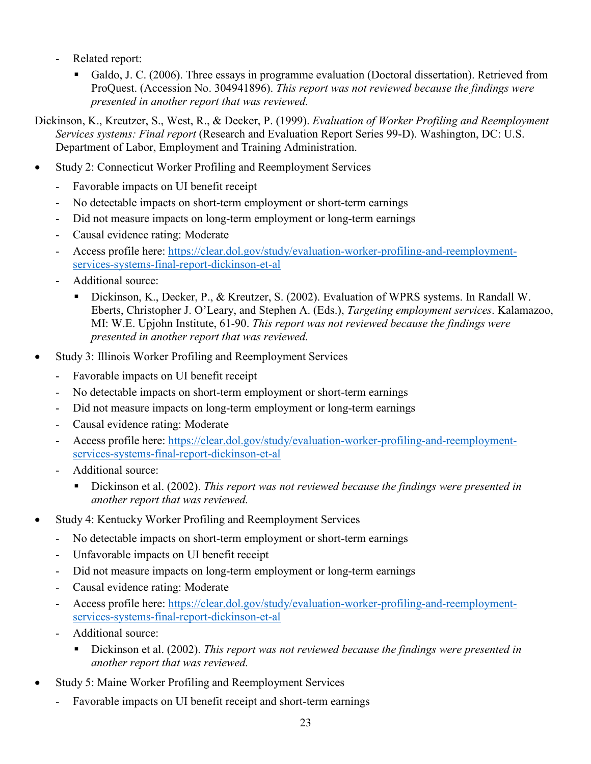- Related report:
  - Galdo, J. C. (2006). Three essays in programme evaluation (Doctoral dissertation). Retrieved from ProQuest. (Accession No. 304941896). *This report was not reviewed because the findings were presented in another report that was reviewed.*

Dickinson, K., Kreutzer, S., West, R., & Decker, P. (1999). *Evaluation of Worker Profiling and Reemployment Services systems: Final report* (Research and Evaluation Report Series 99-D). Washington, DC: U.S. Department of Labor, Employment and Training Administration.

- Study 2: Connecticut Worker Profiling and Reemployment Services
  - Favorable impacts on UI benefit receipt
  - No detectable impacts on short-term employment or short-term earnings
  - Did not measure impacts on long-term employment or long-term earnings
  - Causal evidence rating: Moderate
  - Access profile here: [https://clear.dol.gov/study/evaluation-worker-profiling-and-reemployment-services-systems-final-report-dickinson-et-al](https://clear.dol.gov/study/evaluation-worker-profiling-and-reemployment-services-systems-final-report-dickinson-et-al)
  - Additional source:
    - Dickinson, K., Decker, P., & Kreutzer, S. (2002). Evaluation of WPRS systems. In Randall W. Eberts, Christopher J. O'Leary, and Stephen A. (Eds.), *Targeting employment services*. Kalamazoo, MI: W.E. Upjohn Institute, 61-90. *This report was not reviewed because the findings were presented in another report that was reviewed.*
- Study 3: Illinois Worker Profiling and Reemployment Services
  - Favorable impacts on UI benefit receipt
  - No detectable impacts on short-term employment or short-term earnings
  - Did not measure impacts on long-term employment or long-term earnings
  - Causal evidence rating: Moderate
  - Access profile here: [https://clear.dol.gov/study/evaluation-worker-profiling-and-reemployment-services-systems-final-report-dickinson-et-al](https://clear.dol.gov/study/evaluation-worker-profiling-and-reemployment-services-systems-final-report-dickinson-et-al)
  - Additional source:
    - Dickinson et al. (2002). *This report was not reviewed because the findings were presented in another report that was reviewed.*
- Study 4: Kentucky Worker Profiling and Reemployment Services
  - No detectable impacts on short-term employment or short-term earnings
  - Unfavorable impacts on UI benefit receipt
  - Did not measure impacts on long-term employment or long-term earnings
  - Causal evidence rating: Moderate
  - Access profile here: [https://clear.dol.gov/study/evaluation-worker-profiling-and-reemployment-services-systems-final-report-dickinson-et-al](https://clear.dol.gov/study/evaluation-worker-profiling-and-reemployment-services-systems-final-report-dickinson-et-al)
  - Additional source:
    - Dickinson et al. (2002). *This report was not reviewed because the findings were presented in another report that was reviewed.*
- Study 5: Maine Worker Profiling and Reemployment Services
  - Favorable impacts on UI benefit receipt and short-term earnings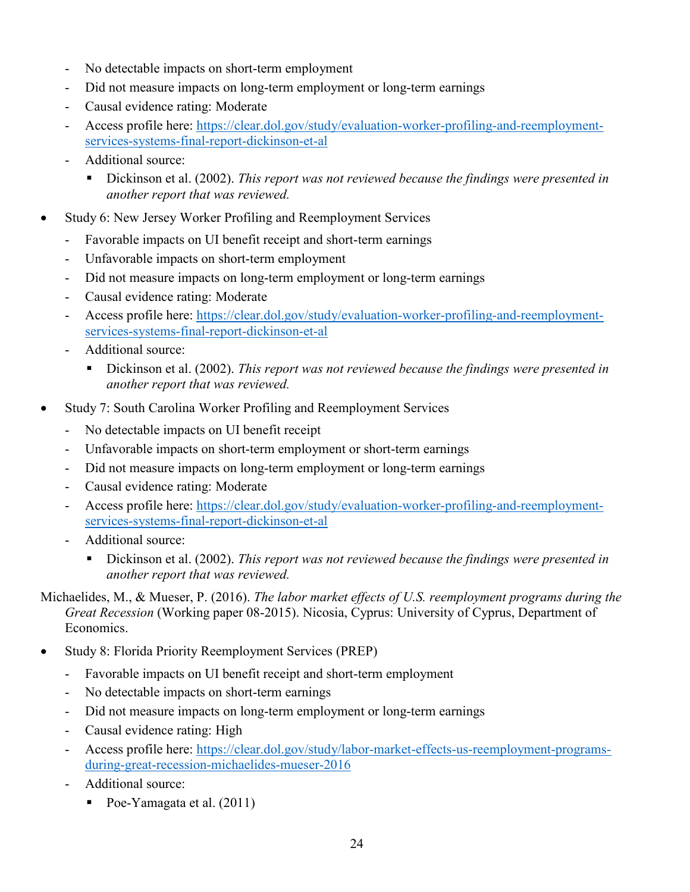- No detectable impacts on short-term employment
  - Did not measure impacts on long-term employment or long-term earnings
  - Causal evidence rating: Moderate
  - Access profile here: [https://clear.dol.gov/study/evaluation-worker-profiling-and-reemployment-services-systems-final-report-dickinson-et-al](https://clear.dol.gov/study/evaluation-worker-profiling-and-reemployment-services-systems-final-report-dickinson-et-al)
  - Additional source:
    - Dickinson et al. (2002). *This report was not reviewed because the findings were presented in another report that was reviewed.*

- Study 6: New Jersey Worker Profiling and Reemployment Services
  - Favorable impacts on UI benefit receipt and short-term earnings
  - Unfavorable impacts on short-term employment
  - Did not measure impacts on long-term employment or long-term earnings
  - Causal evidence rating: Moderate
  - Access profile here: [https://clear.dol.gov/study/evaluation-worker-profiling-and-reemployment-services-systems-final-report-dickinson-et-al](https://clear.dol.gov/study/evaluation-worker-profiling-and-reemployment-services-systems-final-report-dickinson-et-al)
  - Additional source:
    - Dickinson et al. (2002). *This report was not reviewed because the findings were presented in another report that was reviewed.*

- Study 7: South Carolina Worker Profiling and Reemployment Services
  - No detectable impacts on UI benefit receipt
  - Unfavorable impacts on short-term employment or short-term earnings
  - Did not measure impacts on long-term employment or long-term earnings
  - Causal evidence rating: Moderate
  - Access profile here: [https://clear.dol.gov/study/evaluation-worker-profiling-and-reemployment-services-systems-final-report-dickinson-et-al](https://clear.dol.gov/study/evaluation-worker-profiling-and-reemployment-services-systems-final-report-dickinson-et-al)
  - Additional source:
    - Dickinson et al. (2002). *This report was not reviewed because the findings were presented in another report that was reviewed.*

Michaelides, M., & Mueser, P. (2016). *The labor market effects of U.S. reemployment programs during the Great Recession* (Working paper 08-2015). Nicosia, Cyprus: University of Cyprus, Department of Economics.

- Study 8: Florida Priority Reemployment Services (PREP)
  - Favorable impacts on UI benefit receipt and short-term employment
  - No detectable impacts on short-term earnings
  - Did not measure impacts on long-term employment or long-term earnings
  - Causal evidence rating: High
  - Access profile here: [https://clear.dol.gov/study/labor-market-effects-us-reemployment-programs-during-great-recession-michaelides-mueser-2016](https://clear.dol.gov/study/labor-market-effects-us-reemployment-programs-during-great-recession-michaelides-mueser-2016)
  - Additional source:
    - Poe-Yamagata et al. (2011)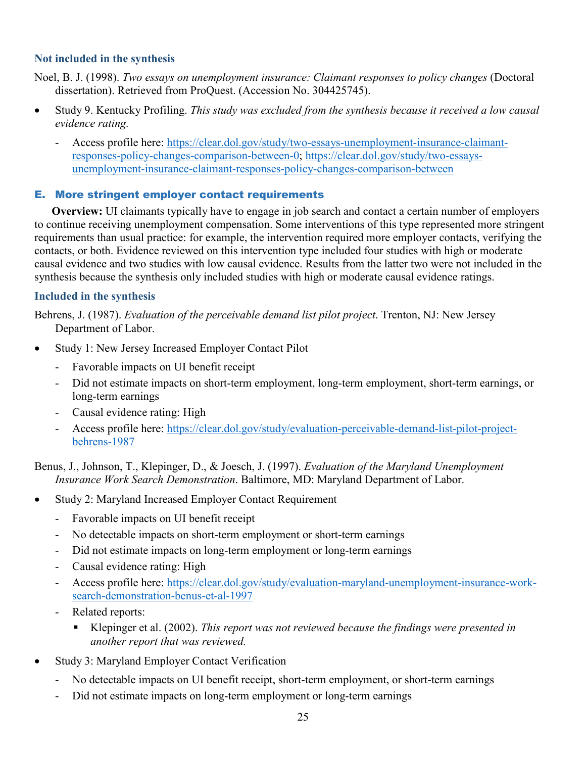### Not included in the synthesis

Noel, B. J. (1998). *Two essays on unemployment insurance: Claimant responses to policy changes* (Doctoral dissertation). Retrieved from ProQuest. (Accession No. 304425745).

- Study 9. Kentucky Profiling. *This study was excluded from the synthesis because it received a low causal evidence rating.*
  - Access profile here: https://clear.dol.gov/study/two-essays-unemployment-insurance-claimant-responses-policy-changes-comparison-between-0; https://clear.dol.gov/study/two-essays-unemployment-insurance-claimant-responses-policy-changes-comparison-between

## E. More stringent employer contact requirements

**Overview:** UI claimants typically have to engage in job search and contact a certain number of employers to continue receiving unemployment compensation. Some interventions of this type represented more stringent requirements than usual practice: for example, the intervention required more employer contacts, verifying the contacts, or both. Evidence reviewed on this intervention type included four studies with high or moderate causal evidence and two studies with low causal evidence. Results from the latter two were not included in the synthesis because the synthesis only included studies with high or moderate causal evidence ratings.

### Included in the synthesis

Behrens, J. (1987). *Evaluation of the perceivable demand list pilot project*. Trenton, NJ: New Jersey Department of Labor.

- Study 1: New Jersey Increased Employer Contact Pilot
  - Favorable impacts on UI benefit receipt
  - Did not estimate impacts on short-term employment, long-term employment, short-term earnings, or long-term earnings
  - Causal evidence rating: High
  - Access profile here: https://clear.dol.gov/study/evaluation-perceivable-demand-list-pilot-project-behrens-1987

Benus, J., Johnson, T., Klepinger, D., & Joesch, J. (1997). *Evaluation of the Maryland Unemployment Insurance Work Search Demonstration*. Baltimore, MD: Maryland Department of Labor.

- Study 2: Maryland Increased Employer Contact Requirement
  - Favorable impacts on UI benefit receipt
  - No detectable impacts on short-term employment or short-term earnings
  - Did not estimate impacts on long-term employment or long-term earnings
  - Causal evidence rating: High
  - Access profile here: https://clear.dol.gov/study/evaluation-maryland-unemployment-insurance-work-search-demonstration-benus-et-al-1997
  - Related reports:
    - Klepinger et al. (2002). *This report was not reviewed because the findings were presented in another report that was reviewed.*
- Study 3: Maryland Employer Contact Verification
  - No detectable impacts on UI benefit receipt, short-term employment, or short-term earnings
  - Did not estimate impacts on long-term employment or long-term earnings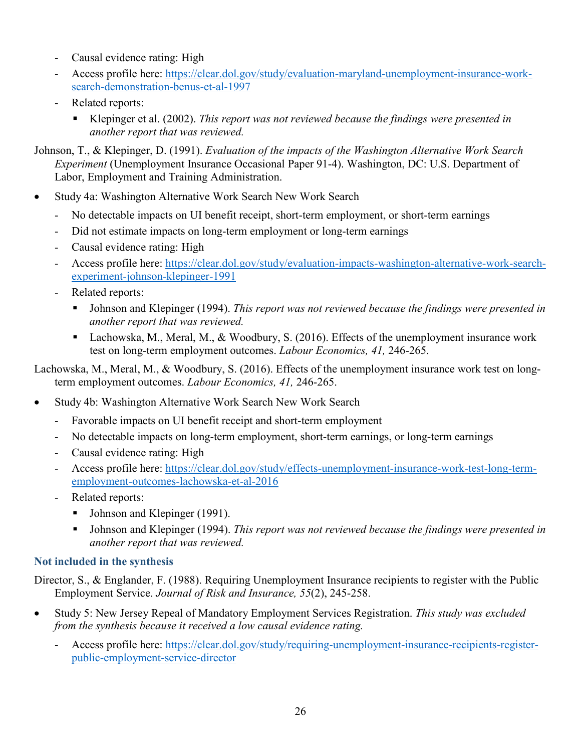- Causal evidence rating: High
- Access profile here: [https://clear.dol.gov/study/evaluation-maryland-unemployment-insurance-work-search-demonstration-benus-et-al-1997](https://clear.dol.gov/study/evaluation-maryland-unemployment-insurance-work-search-demonstration-benus-et-al-1997)
- Related reports:
  - Klepinger et al. (2002). *This report was not reviewed because the findings were presented in another report that was reviewed.*

Johnson, T., & Klepinger, D. (1991). *Evaluation of the impacts of the Washington Alternative Work Search Experiment* (Unemployment Insurance Occasional Paper 91-4). Washington, DC: U.S. Department of Labor, Employment and Training Administration.

- Study 4a: Washington Alternative Work Search New Work Search
  - No detectable impacts on UI benefit receipt, short-term employment, or short-term earnings
  - Did not estimate impacts on long-term employment or long-term earnings
  - Causal evidence rating: High
  - Access profile here: [https://clear.dol.gov/study/evaluation-impacts-washington-alternative-work-search-experiment-johnson-klepinger-1991](https://clear.dol.gov/study/evaluation-impacts-washington-alternative-work-search-experiment-johnson-klepinger-1991)
  - Related reports:
    - Johnson and Klepinger (1994). *This report was not reviewed because the findings were presented in another report that was reviewed.*
    - Lachowska, M., Meral, M., & Woodbury, S. (2016). Effects of the unemployment insurance work test on long-term employment outcomes. *Labour Economics, 41,* 246-265.

Lachowska, M., Meral, M., & Woodbury, S. (2016). Effects of the unemployment insurance work test on long-term employment outcomes. *Labour Economics, 41,* 246-265.

- Study 4b: Washington Alternative Work Search New Work Search
  - Favorable impacts on UI benefit receipt and short-term employment
  - No detectable impacts on long-term employment, short-term earnings, or long-term earnings
  - Causal evidence rating: High
  - Access profile here: [https://clear.dol.gov/study/effects-unemployment-insurance-work-test-long-term-employment-outcomes-lachowska-et-al-2016](https://clear.dol.gov/study/effects-unemployment-insurance-work-test-long-term-employment-outcomes-lachowska-et-al-2016)
  - Related reports:
    - Johnson and Klepinger (1991).
    - Johnson and Klepinger (1994). *This report was not reviewed because the findings were presented in another report that was reviewed.*

### Not included in the synthesis

Director, S., & Englander, F. (1988). Requiring Unemployment Insurance recipients to register with the Public Employment Service. *Journal of Risk and Insurance, 55*(2), 245-258.

- Study 5: New Jersey Repeal of Mandatory Employment Services Registration. *This study was excluded from the synthesis because it received a low causal evidence rating.*
  - Access profile here: [https://clear.dol.gov/study/requiring-unemployment-insurance-recipients-register-public-employment-service-director](https://clear.dol.gov/study/requiring-unemployment-insurance-recipients-register-public-employment-service-director)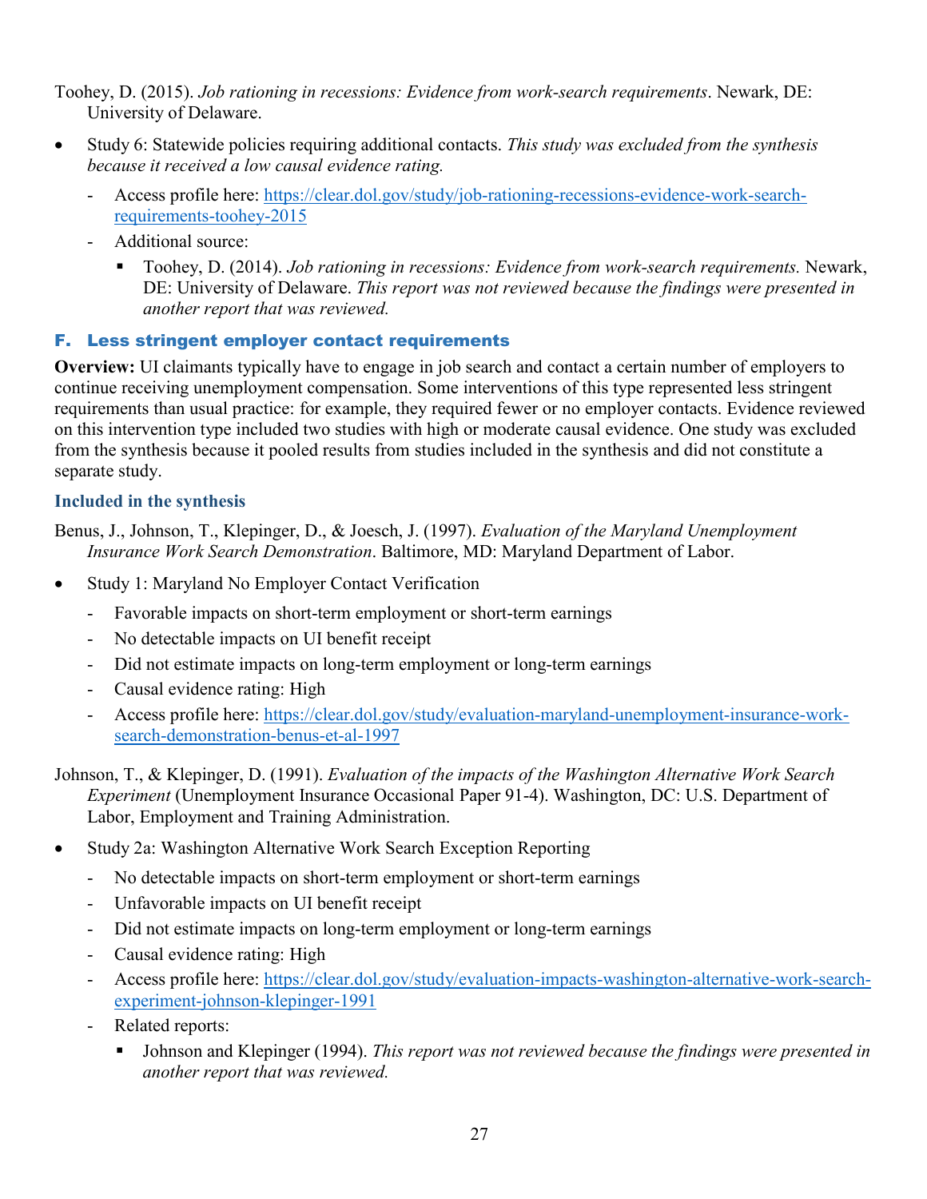Toohey, D. (2015). *Job rationing in recessions: Evidence from work-search requirements*. Newark, DE: University of Delaware.

- Study 6: Statewide policies requiring additional contacts. *This study was excluded from the synthesis because it received a low causal evidence rating.*
  - Access profile here: [https://clear.dol.gov/study/job-rationing-recessions-evidence-work-search-requirements-toohey-2015](https://clear.dol.gov/study/job-rationing-recessions-evidence-work-search-requirements-toohey-2015)
  - Additional source:
    - Toohey, D. (2014). *Job rationing in recessions: Evidence from work-search requirements.* Newark, DE: University of Delaware. *This report was not reviewed because the findings were presented in another report that was reviewed.*

## F. Less stringent employer contact requirements

**Overview:** UI claimants typically have to engage in job search and contact a certain number of employers to continue receiving unemployment compensation. Some interventions of this type represented less stringent requirements than usual practice: for example, they required fewer or no employer contacts. Evidence reviewed on this intervention type included two studies with high or moderate causal evidence. One study was excluded from the synthesis because it pooled results from studies included in the synthesis and did not constitute a separate study.

### Included in the synthesis

Benus, J., Johnson, T., Klepinger, D., & Joesch, J. (1997). *Evaluation of the Maryland Unemployment Insurance Work Search Demonstration*. Baltimore, MD: Maryland Department of Labor.

- Study 1: Maryland No Employer Contact Verification
  - Favorable impacts on short-term employment or short-term earnings
  - No detectable impacts on UI benefit receipt
  - Did not estimate impacts on long-term employment or long-term earnings
  - Causal evidence rating: High
  - Access profile here: [https://clear.dol.gov/study/evaluation-maryland-unemployment-insurance-work-search-demonstration-benus-et-al-1997](https://clear.dol.gov/study/evaluation-maryland-unemployment-insurance-work-search-demonstration-benus-et-al-1997)

Johnson, T., & Klepinger, D. (1991). *Evaluation of the impacts of the Washington Alternative Work Search Experiment* (Unemployment Insurance Occasional Paper 91-4). Washington, DC: U.S. Department of Labor, Employment and Training Administration.

- Study 2a: Washington Alternative Work Search Exception Reporting
  - No detectable impacts on short-term employment or short-term earnings
  - Unfavorable impacts on UI benefit receipt
  - Did not estimate impacts on long-term employment or long-term earnings
  - Causal evidence rating: High
  - Access profile here: [https://clear.dol.gov/study/evaluation-impacts-washington-alternative-work-search-experiment-johnson-klepinger-1991](https://clear.dol.gov/study/evaluation-impacts-washington-alternative-work-search-experiment-johnson-klepinger-1991)
  - Related reports:
    - Johnson and Klepinger (1994). *This report was not reviewed because the findings were presented in another report that was reviewed.*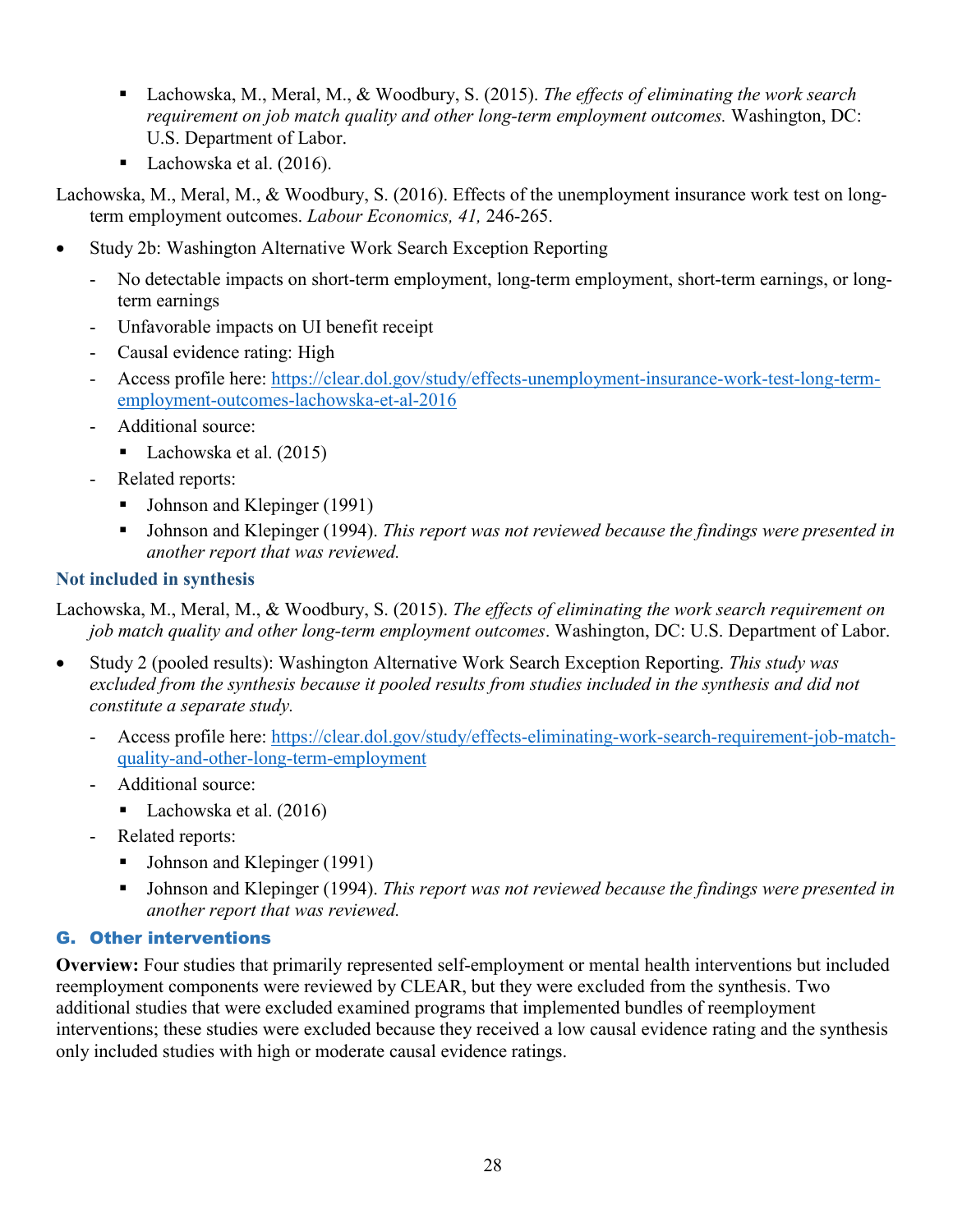- Lachowska, M., Meral, M., & Woodbury, S. (2015). *The effects of eliminating the work search requirement on job match quality and other long-term employment outcomes.* Washington, DC: U.S. Department of Labor.
    - Lachowska et al. (2016).

Lachowska, M., Meral, M., & Woodbury, S. (2016). Effects of the unemployment insurance work test on long-term employment outcomes. *Labour Economics, 41,* 246-265.

- Study 2b: Washington Alternative Work Search Exception Reporting
  - No detectable impacts on short-term employment, long-term employment, short-term earnings, or long-term earnings
  - Unfavorable impacts on UI benefit receipt
  - Causal evidence rating: High
  - Access profile here: [https://clear.dol.gov/study/effects-unemployment-insurance-work-test-long-term-employment-outcomes-lachowska-et-al-2016](https://clear.dol.gov/study/effects-unemployment-insurance-work-test-long-term-employment-outcomes-lachowska-et-al-2016)
  - Additional source:
    - Lachowska et al. (2015)
  - Related reports:
    - Johnson and Klepinger (1991)
    - Johnson and Klepinger (1994). *This report was not reviewed because the findings were presented in another report that was reviewed.*

### Not included in synthesis

Lachowska, M., Meral, M., & Woodbury, S. (2015). *The effects of eliminating the work search requirement on job match quality and other long-term employment outcomes*. Washington, DC: U.S. Department of Labor.

- Study 2 (pooled results): Washington Alternative Work Search Exception Reporting. *This study was excluded from the synthesis because it pooled results from studies included in the synthesis and did not constitute a separate study.*
  - Access profile here: [https://clear.dol.gov/study/effects-eliminating-work-search-requirement-job-match-quality-and-other-long-term-employment](https://clear.dol.gov/study/effects-eliminating-work-search-requirement-job-match-quality-and-other-long-term-employment)
  - Additional source:
    - Lachowska et al. (2016)
  - Related reports:
    - Johnson and Klepinger (1991)
    - Johnson and Klepinger (1994). *This report was not reviewed because the findings were presented in another report that was reviewed.*

## G. Other interventions

**Overview:** Four studies that primarily represented self-employment or mental health interventions but included reemployment components were reviewed by CLEAR, but they were excluded from the synthesis. Two additional studies that were excluded examined programs that implemented bundles of reemployment interventions; these studies were excluded because they received a low causal evidence rating and the synthesis only included studies with high or moderate causal evidence ratings.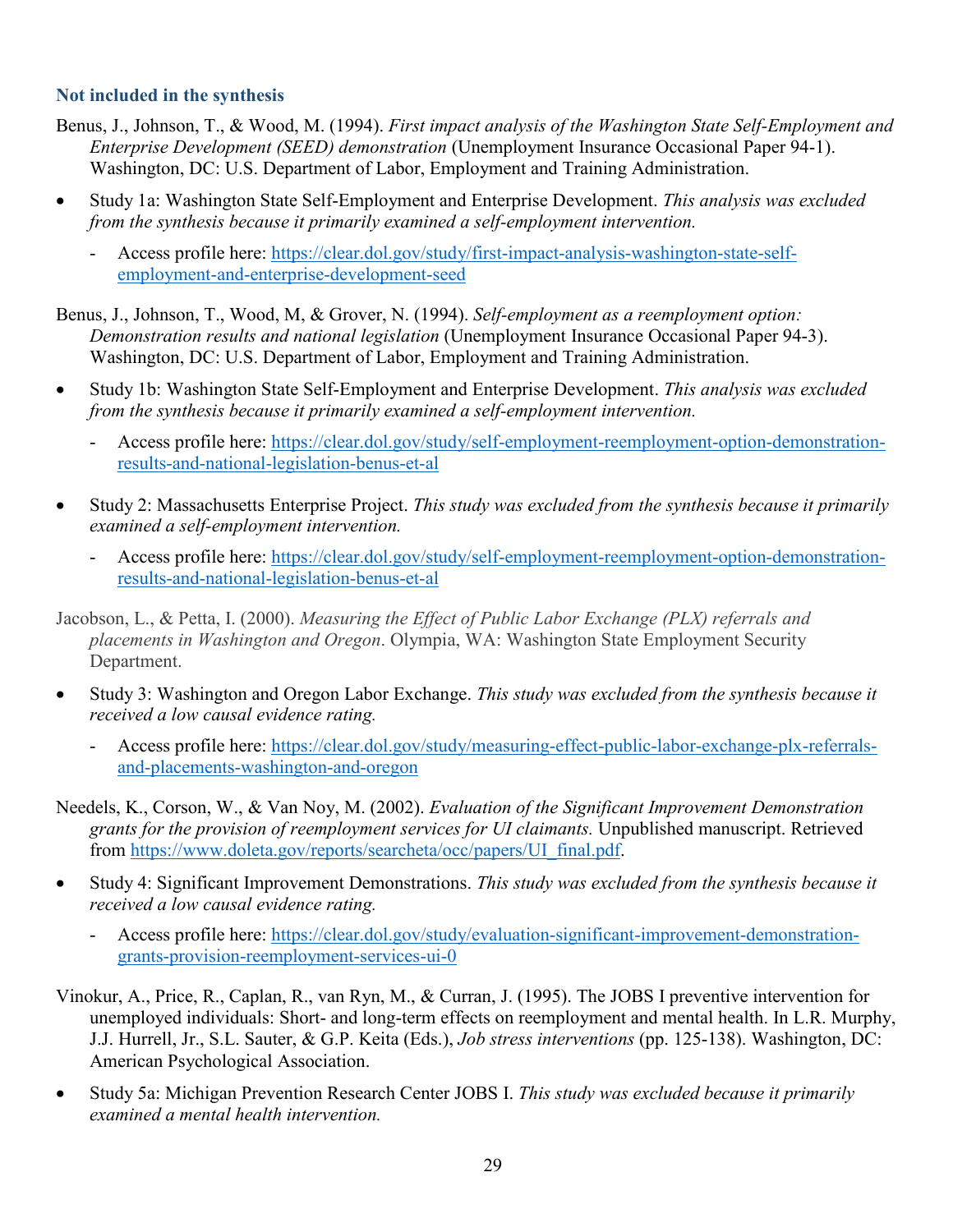### Not included in the synthesis

Benus, J., Johnson, T., & Wood, M. (1994). *First impact analysis of the Washington State Self-Employment and Enterprise Development (SEED) demonstration* (Unemployment Insurance Occasional Paper 94-1). Washington, DC: U.S. Department of Labor, Employment and Training Administration.

- Study 1a: Washington State Self-Employment and Enterprise Development. *This analysis was excluded from the synthesis because it primarily examined a self-employment intervention.*
  - Access profile here: [https://clear.dol.gov/study/first-impact-analysis-washington-state-self-employment-and-enterprise-development-seed](https://clear.dol.gov/study/first-impact-analysis-washington-state-self-employment-and-enterprise-development-seed)

Benus, J., Johnson, T., Wood, M, & Grover, N. (1994). *Self-employment as a reemployment option: Demonstration results and national legislation* (Unemployment Insurance Occasional Paper 94-3). Washington, DC: U.S. Department of Labor, Employment and Training Administration.

- Study 1b: Washington State Self-Employment and Enterprise Development. *This analysis was excluded from the synthesis because it primarily examined a self-employment intervention.*
  - Access profile here: [https://clear.dol.gov/study/self-employment-reemployment-option-demonstration-results-and-national-legislation-benus-et-al](https://clear.dol.gov/study/self-employment-reemployment-option-demonstration-results-and-national-legislation-benus-et-al)

- Study 2: Massachusetts Enterprise Project. *This study was excluded from the synthesis because it primarily examined a self-employment intervention.*
  - Access profile here: [https://clear.dol.gov/study/self-employment-reemployment-option-demonstration-results-and-national-legislation-benus-et-al](https://clear.dol.gov/study/self-employment-reemployment-option-demonstration-results-and-national-legislation-benus-et-al)

Jacobson, L., & Petta, I. (2000). *Measuring the Effect of Public Labor Exchange (PLX) referrals and placements in Washington and Oregon*. Olympia, WA: Washington State Employment Security Department.

- Study 3: Washington and Oregon Labor Exchange. *This study was excluded from the synthesis because it received a low causal evidence rating.*
  - Access profile here: [https://clear.dol.gov/study/measuring-effect-public-labor-exchange-plx-referrals-and-placements-washington-and-oregon](https://clear.dol.gov/study/measuring-effect-public-labor-exchange-plx-referrals-and-placements-washington-and-oregon)

Needels, K., Corson, W., & Van Noy, M. (2002). *Evaluation of the Significant Improvement Demonstration grants for the provision of reemployment services for UI claimants.* Unpublished manuscript. Retrieved from [https://www.doleta.gov/reports/searcheta/occ/papers/UI_final.pdf](https://www.doleta.gov/reports/searcheta/occ/papers/UI_final.pdf).

- Study 4: Significant Improvement Demonstrations. *This study was excluded from the synthesis because it received a low causal evidence rating.*
  - Access profile here: [https://clear.dol.gov/study/evaluation-significant-improvement-demonstration-grants-provision-reemployment-services-ui-0](https://clear.dol.gov/study/evaluation-significant-improvement-demonstration-grants-provision-reemployment-services-ui-0)

Vinokur, A., Price, R., Caplan, R., van Ryn, M., & Curran, J. (1995). The JOBS I preventive intervention for unemployed individuals: Short- and long-term effects on reemployment and mental health. In L.R. Murphy, J.J. Hurrell, Jr., S.L. Sauter, & G.P. Keita (Eds.), *Job stress interventions* (pp. 125-138). Washington, DC: American Psychological Association.

- Study 5a: Michigan Prevention Research Center JOBS I. *This study was excluded because it primarily examined a mental health intervention.*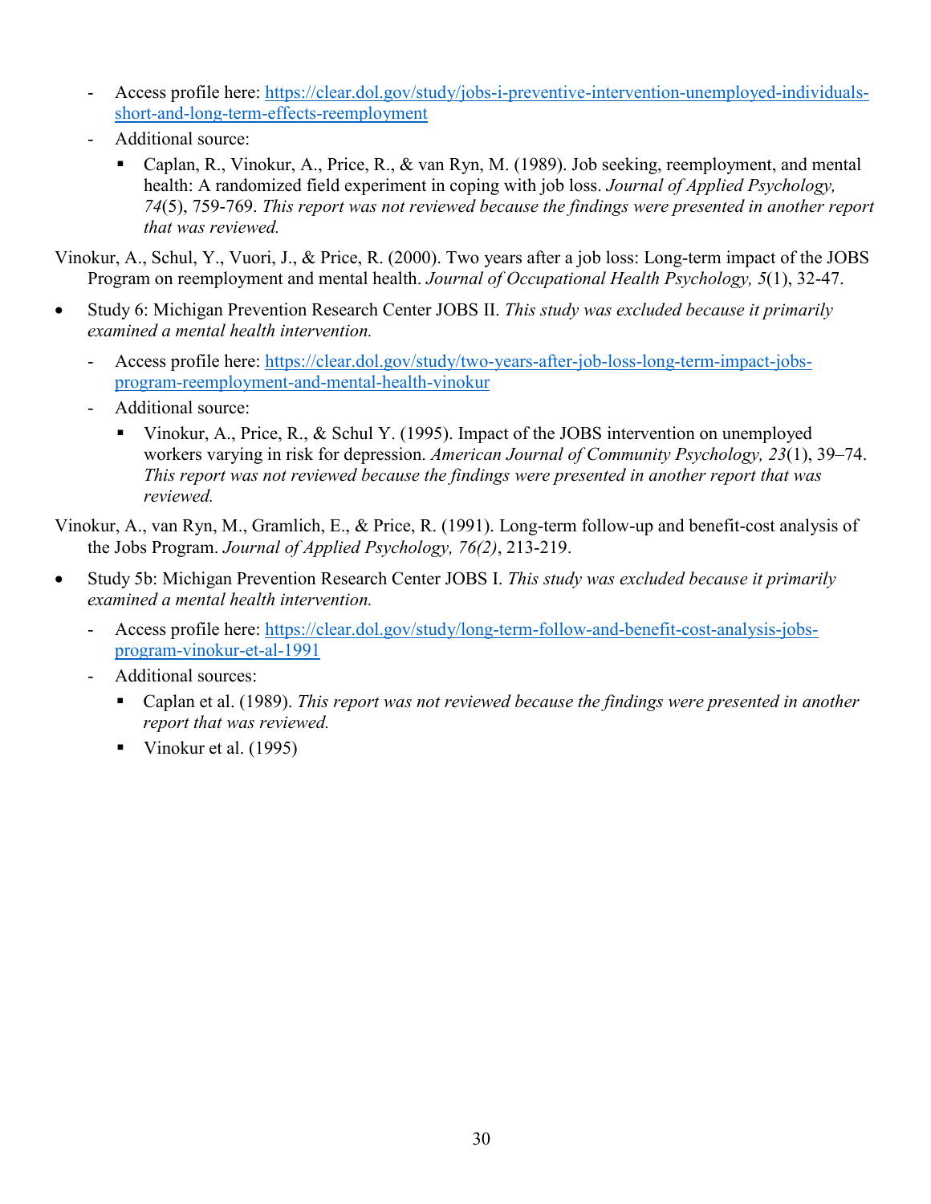- Access profile here: [https://clear.dol.gov/study/jobs-i-preventive-intervention-unemployed-individuals-short-and-long-term-effects-reemployment](https://clear.dol.gov/study/jobs-i-preventive-intervention-unemployed-individuals-short-and-long-term-effects-reemployment)
  - Additional source:
    - Caplan, R., Vinokur, A., Price, R., & van Ryn, M. (1989). Job seeking, reemployment, and mental health: A randomized field experiment in coping with job loss. *Journal of Applied Psychology, 74*(5), 759-769. *This report was not reviewed because the findings were presented in another report that was reviewed.*

Vinokur, A., Schul, Y., Vuori, J., & Price, R. (2000). Two years after a job loss: Long-term impact of the JOBS Program on reemployment and mental health. *Journal of Occupational Health Psychology, 5*(1), 32-47.

- Study 6: Michigan Prevention Research Center JOBS II. *This study was excluded because it primarily examined a mental health intervention.*
  - Access profile here: [https://clear.dol.gov/study/two-years-after-job-loss-long-term-impact-jobs-program-reemployment-and-mental-health-vinokur](https://clear.dol.gov/study/two-years-after-job-loss-long-term-impact-jobs-program-reemployment-and-mental-health-vinokur)
  - Additional source:
    - Vinokur, A., Price, R., & Schul Y. (1995). Impact of the JOBS intervention on unemployed workers varying in risk for depression. *American Journal of Community Psychology, 23*(1), 39–74. *This report was not reviewed because the findings were presented in another report that was reviewed.*

Vinokur, A., van Ryn, M., Gramlich, E., & Price, R. (1991). Long-term follow-up and benefit-cost analysis of the Jobs Program. *Journal of Applied Psychology, 76(2)*, 213-219.

- Study 5b: Michigan Prevention Research Center JOBS I. *This study was excluded because it primarily examined a mental health intervention.*
  - Access profile here: [https://clear.dol.gov/study/long-term-follow-and-benefit-cost-analysis-jobs-program-vinokur-et-al-1991](https://clear.dol.gov/study/long-term-follow-and-benefit-cost-analysis-jobs-program-vinokur-et-al-1991)
  - Additional sources:
    - Caplan et al. (1989). *This report was not reviewed because the findings were presented in another report that was reviewed.*
    - Vinokur et al. (1995)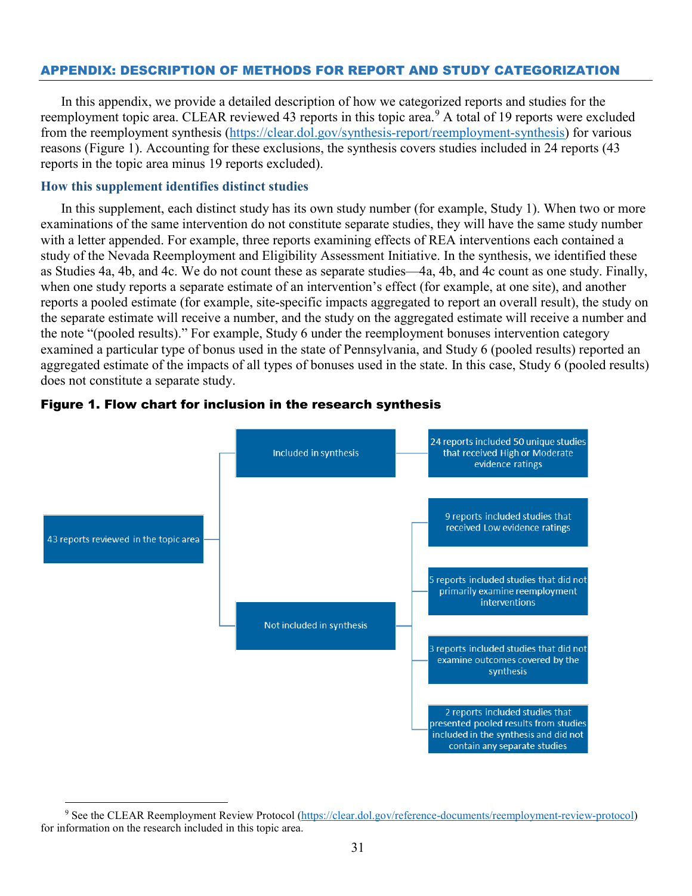## APPENDIX: DESCRIPTION OF METHODS FOR REPORT AND STUDY CATEGORIZATION

In this appendix, we provide a detailed description of how we categorized reports and studies for the reemployment topic area. CLEAR reviewed 43 reports in this topic area.[9] A total of 19 reports were excluded from the reemployment synthesis (https://clear.dol.gov/synthesis-report/reemployment-synthesis) for various reasons (Figure 1). Accounting for these exclusions, the synthesis covers studies included in 24 reports (43 reports in the topic area minus 19 reports excluded).

### How this supplement identifies distinct studies

In this supplement, each distinct study has its own study number (for example, Study 1). When two or more examinations of the same intervention do not constitute separate studies, they will have the same study number with a letter appended. For example, three reports examining effects of REA interventions each contained a study of the Nevada Reemployment and Eligibility Assessment Initiative. In the synthesis, we identified these as Studies 4a, 4b, and 4c. We do not count these as separate studies—4a, 4b, and 4c count as one study. Finally, when one study reports a separate estimate of an intervention's effect (for example, at one site), and another reports a pooled estimate (for example, site-specific impacts aggregated to report an overall result), the study on the separate estimate will receive a number, and the study on the aggregated estimate will receive a number and the note "(pooled results)." For example, Study 6 under the reemployment bonuses intervention category examined a particular type of bonus used in the state of Pennsylvania, and Study 6 (pooled results) reported an aggregated estimate of the impacts of all types of bonuses used in the state. In this case, Study 6 (pooled results) does not constitute a separate study.

**Figure 1. Flow chart for inclusion in the research synthesis**

43 reports reviewed in the topic area

Included in synthesis

24 reports included 50 unique studies that received High or Moderate evidence ratings

Not included in synthesis

9 reports included studies that received Low evidence ratings

5 reports included studies that did not primarily examine reemployment interventions

3 reports included studies that did not examine outcomes covered by the synthesis

2 reports included studies that presented pooled results from studies included in the synthesis and did not contain any separate studies

[9] See the CLEAR Reemployment Review Protocol (https://clear.dol.gov/reference-documents/reemployment-review-protocol) for information on the research included in this topic area.